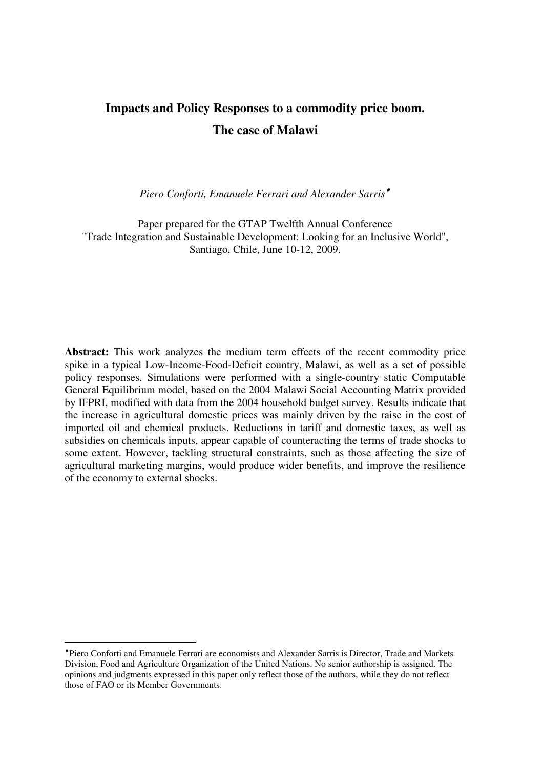# Impacts and Policy Responses to a commodity price boom. The case of Malawi

*Piero Conforti, Emanuele Ferrari and Alexander Sarris*[♦]

Paper prepared for the GTAP Twelfth Annual Conference
"Trade Integration and Sustainable Development: Looking for an Inclusive World",
Santiago, Chile, June 10-12, 2009.

**Abstract:** This work analyzes the medium term effects of the recent commodity price spike in a typical Low-Income-Food-Deficit country, Malawi, as well as a set of possible policy responses. Simulations were performed with a single-country static Computable General Equilibrium model, based on the 2004 Malawi Social Accounting Matrix provided by IFPRI, modified with data from the 2004 household budget survey. Results indicate that the increase in agricultural domestic prices was mainly driven by the raise in the cost of imported oil and chemical products. Reductions in tariff and domestic taxes, as well as subsidies on chemicals inputs, appear capable of counteracting the terms of trade shocks to some extent. However, tackling structural constraints, such as those affecting the size of agricultural marketing margins, would produce wider benefits, and improve the resilience of the economy to external shocks.

---

[♦] Piero Conforti and Emanuele Ferrari are economists and Alexander Sarris is Director, Trade and Markets Division, Food and Agriculture Organization of the United Nations. No senior authorship is assigned. The opinions and judgments expressed in this paper only reflect those of the authors, while they do not reflect those of FAO or its Member Governments.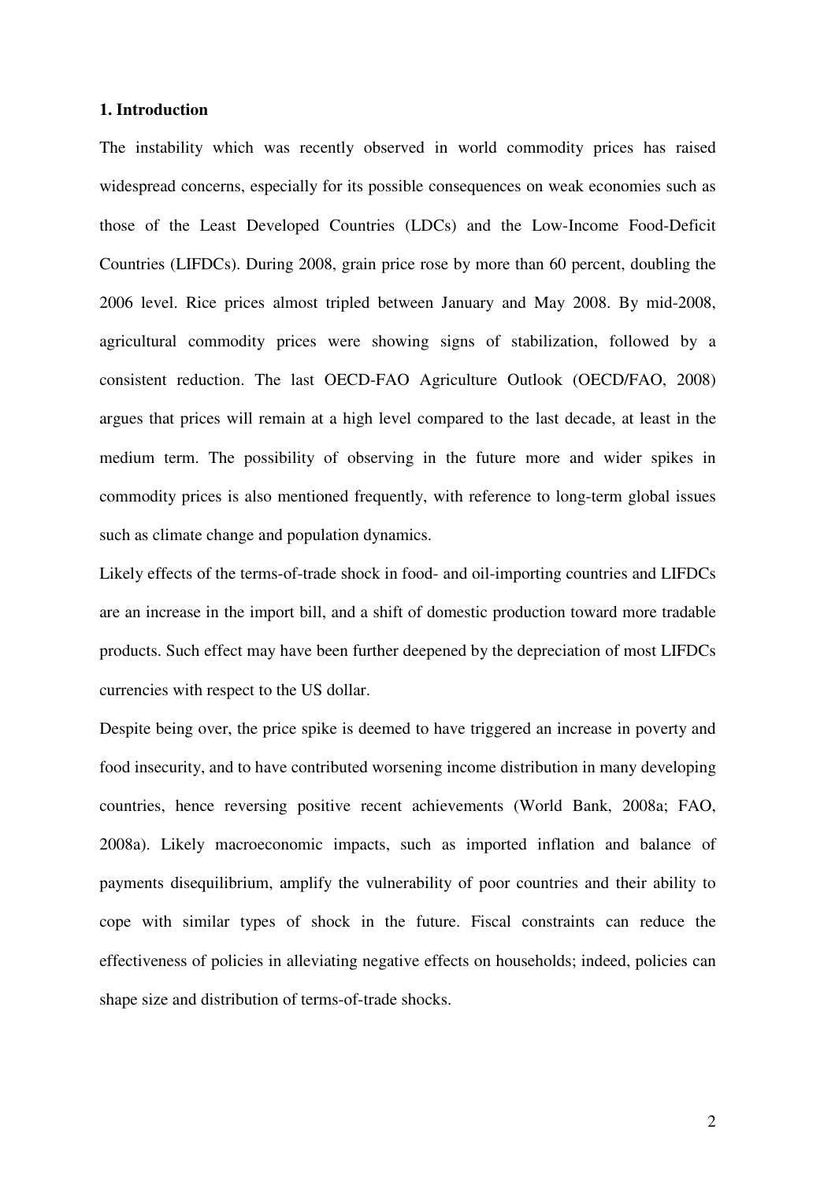## 1. Introduction

The instability which was recently observed in world commodity prices has raised widespread concerns, especially for its possible consequences on weak economies such as those of the Least Developed Countries (LDCs) and the Low-Income Food-Deficit Countries (LIFDCs). During 2008, grain price rose by more than 60 percent, doubling the 2006 level. Rice prices almost tripled between January and May 2008. By mid-2008, agricultural commodity prices were showing signs of stabilization, followed by a consistent reduction. The last OECD-FAO Agriculture Outlook (OECD/FAO, 2008) argues that prices will remain at a high level compared to the last decade, at least in the medium term. The possibility of observing in the future more and wider spikes in commodity prices is also mentioned frequently, with reference to long-term global issues such as climate change and population dynamics.

Likely effects of the terms-of-trade shock in food- and oil-importing countries and LIFDCs are an increase in the import bill, and a shift of domestic production toward more tradable products. Such effect may have been further deepened by the depreciation of most LIFDCs currencies with respect to the US dollar.

Despite being over, the price spike is deemed to have triggered an increase in poverty and food insecurity, and to have contributed worsening income distribution in many developing countries, hence reversing positive recent achievements (World Bank, 2008a; FAO, 2008a). Likely macroeconomic impacts, such as imported inflation and balance of payments disequilibrium, amplify the vulnerability of poor countries and their ability to cope with similar types of shock in the future. Fiscal constraints can reduce the effectiveness of policies in alleviating negative effects on households; indeed, policies can shape size and distribution of terms-of-trade shocks.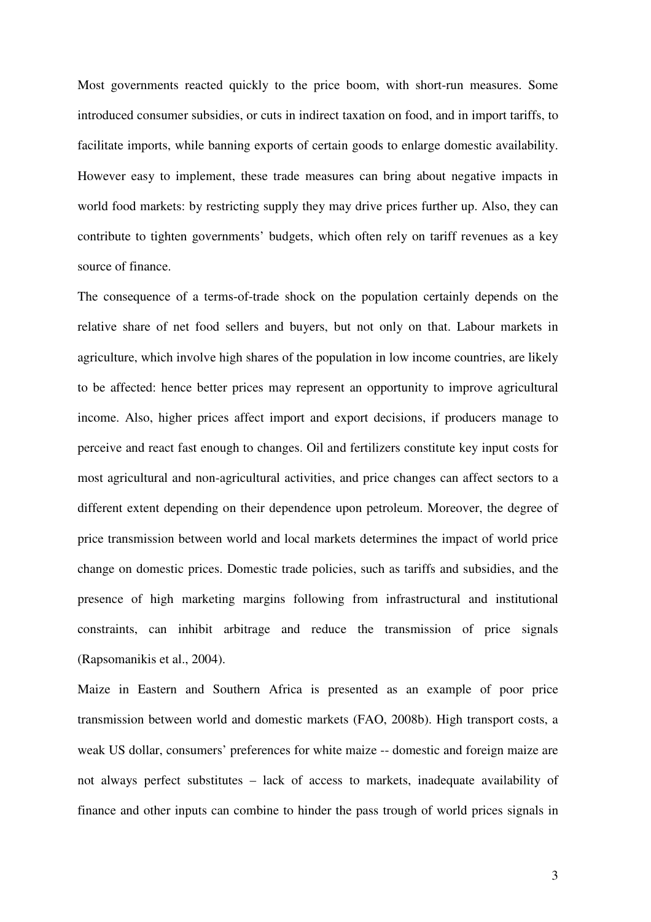Most governments reacted quickly to the price boom, with short-run measures. Some introduced consumer subsidies, or cuts in indirect taxation on food, and in import tariffs, to facilitate imports, while banning exports of certain goods to enlarge domestic availability. However easy to implement, these trade measures can bring about negative impacts in world food markets: by restricting supply they may drive prices further up. Also, they can contribute to tighten governments' budgets, which often rely on tariff revenues as a key source of finance.

The consequence of a terms-of-trade shock on the population certainly depends on the relative share of net food sellers and buyers, but not only on that. Labour markets in agriculture, which involve high shares of the population in low income countries, are likely to be affected: hence better prices may represent an opportunity to improve agricultural income. Also, higher prices affect import and export decisions, if producers manage to perceive and react fast enough to changes. Oil and fertilizers constitute key input costs for most agricultural and non-agricultural activities, and price changes can affect sectors to a different extent depending on their dependence upon petroleum. Moreover, the degree of price transmission between world and local markets determines the impact of world price change on domestic prices. Domestic trade policies, such as tariffs and subsidies, and the presence of high marketing margins following from infrastructural and institutional constraints, can inhibit arbitrage and reduce the transmission of price signals (Rapsomanikis et al., 2004).

Maize in Eastern and Southern Africa is presented as an example of poor price transmission between world and domestic markets (FAO, 2008b). High transport costs, a weak US dollar, consumers' preferences for white maize -- domestic and foreign maize are not always perfect substitutes – lack of access to markets, inadequate availability of finance and other inputs can combine to hinder the pass trough of world prices signals in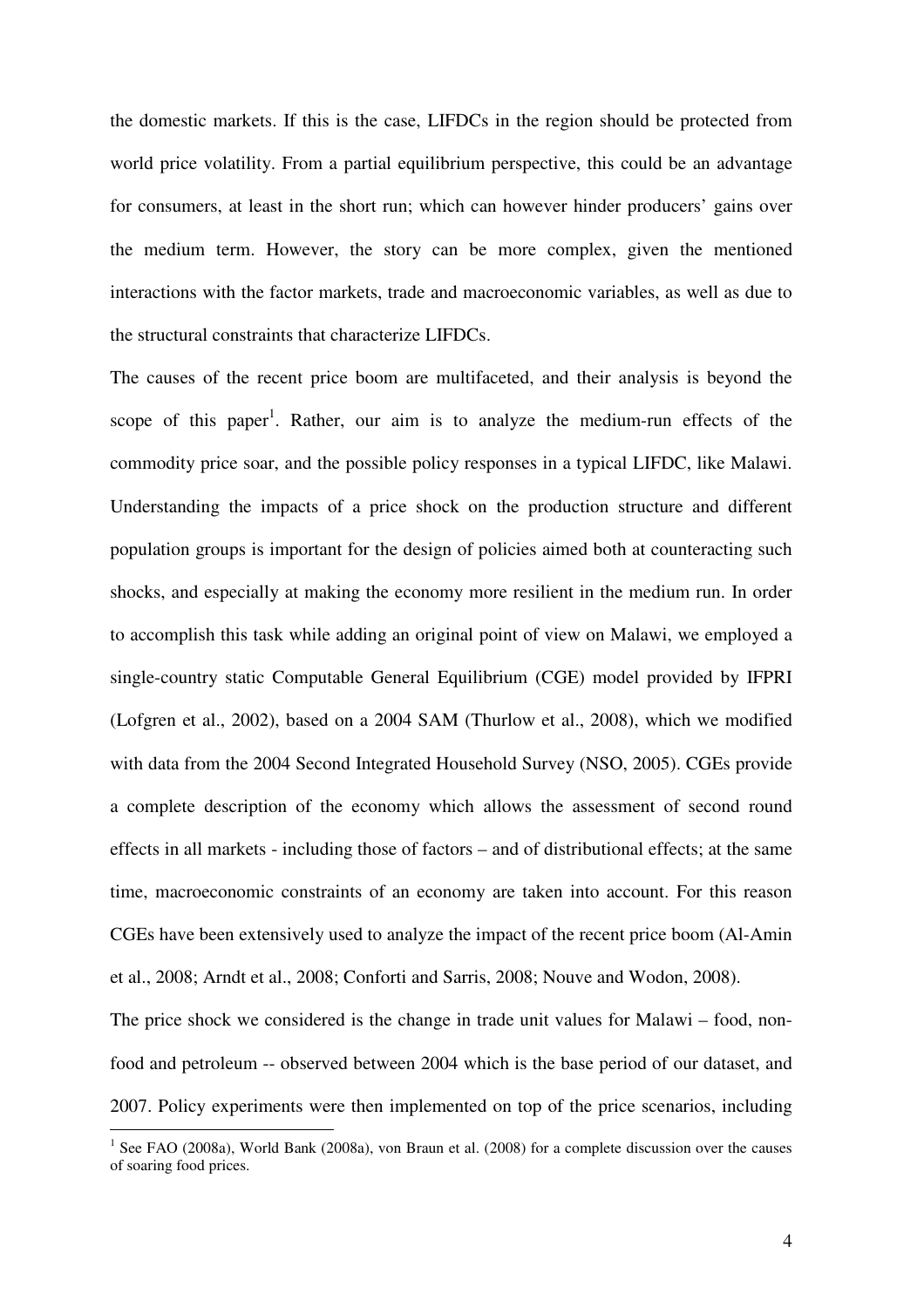the domestic markets. If this is the case, LIFDCs in the region should be protected from world price volatility. From a partial equilibrium perspective, this could be an advantage for consumers, at least in the short run; which can however hinder producers' gains over the medium term. However, the story can be more complex, given the mentioned interactions with the factor markets, trade and macroeconomic variables, as well as due to the structural constraints that characterize LIFDCs.

The causes of the recent price boom are multifaceted, and their analysis is beyond the scope of this paper[1]. Rather, our aim is to analyze the medium-run effects of the commodity price soar, and the possible policy responses in a typical LIFDC, like Malawi. Understanding the impacts of a price shock on the production structure and different population groups is important for the design of policies aimed both at counteracting such shocks, and especially at making the economy more resilient in the medium run. In order to accomplish this task while adding an original point of view on Malawi, we employed a single-country static Computable General Equilibrium (CGE) model provided by IFPRI (Lofgren et al., 2002), based on a 2004 SAM (Thurlow et al., 2008), which we modified with data from the 2004 Second Integrated Household Survey (NSO, 2005). CGEs provide a complete description of the economy which allows the assessment of second round effects in all markets - including those of factors – and of distributional effects; at the same time, macroeconomic constraints of an economy are taken into account. For this reason CGEs have been extensively used to analyze the impact of the recent price boom (Al-Amin et al., 2008; Arndt et al., 2008; Conforti and Sarris, 2008; Nouve and Wodon, 2008).

The price shock we considered is the change in trade unit values for Malawi – food, non-food and petroleum -- observed between 2004 which is the base period of our dataset, and 2007. Policy experiments were then implemented on top of the price scenarios, including

[1] See FAO (2008a), World Bank (2008a), von Braun et al. (2008) for a complete discussion over the causes of soaring food prices.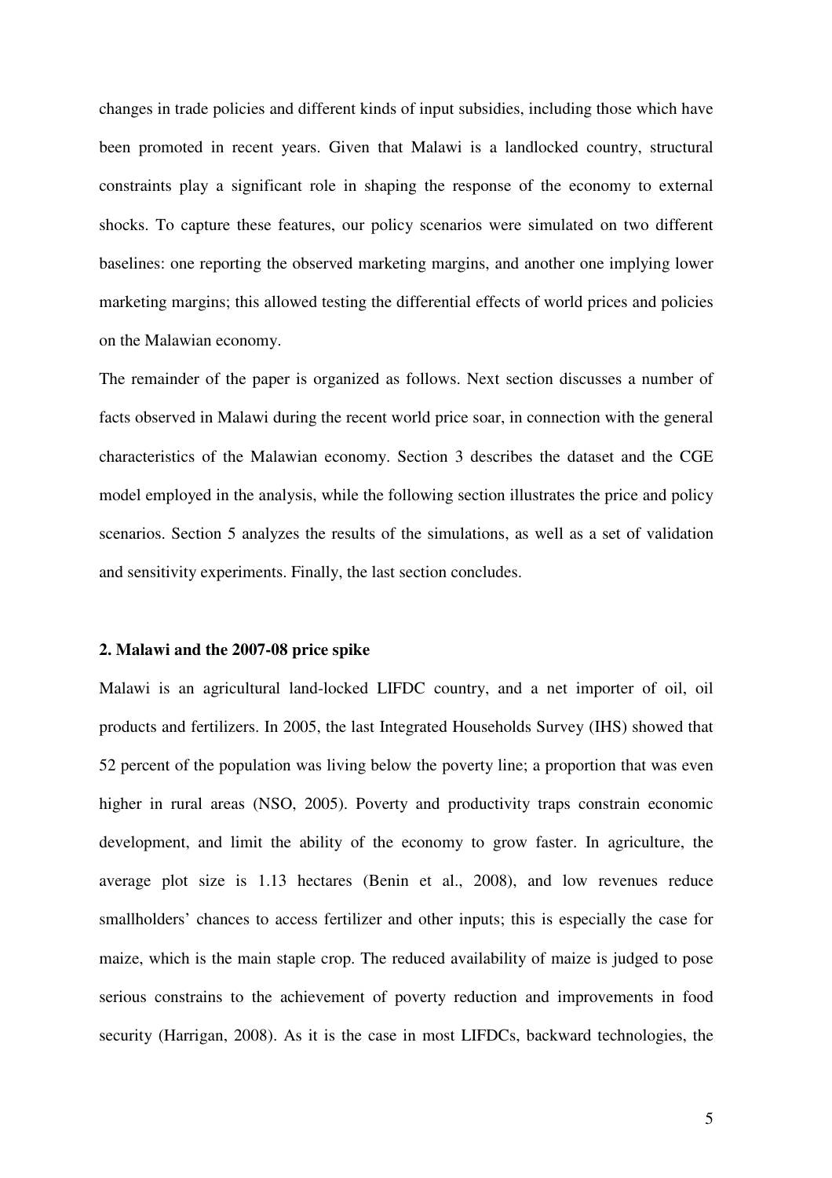changes in trade policies and different kinds of input subsidies, including those which have been promoted in recent years. Given that Malawi is a landlocked country, structural constraints play a significant role in shaping the response of the economy to external shocks. To capture these features, our policy scenarios were simulated on two different baselines: one reporting the observed marketing margins, and another one implying lower marketing margins; this allowed testing the differential effects of world prices and policies on the Malawian economy.

The remainder of the paper is organized as follows. Next section discusses a number of facts observed in Malawi during the recent world price soar, in connection with the general characteristics of the Malawian economy. Section 3 describes the dataset and the CGE model employed in the analysis, while the following section illustrates the price and policy scenarios. Section 5 analyzes the results of the simulations, as well as a set of validation and sensitivity experiments. Finally, the last section concludes.

## 2. Malawi and the 2007-08 price spike

Malawi is an agricultural land-locked LIFDC country, and a net importer of oil, oil products and fertilizers. In 2005, the last Integrated Households Survey (IHS) showed that 52 percent of the population was living below the poverty line; a proportion that was even higher in rural areas (NSO, 2005). Poverty and productivity traps constrain economic development, and limit the ability of the economy to grow faster. In agriculture, the average plot size is 1.13 hectares (Benin et al., 2008), and low revenues reduce smallholders' chances to access fertilizer and other inputs; this is especially the case for maize, which is the main staple crop. The reduced availability of maize is judged to pose serious constrains to the achievement of poverty reduction and improvements in food security (Harrigan, 2008). As it is the case in most LIFDCs, backward technologies, the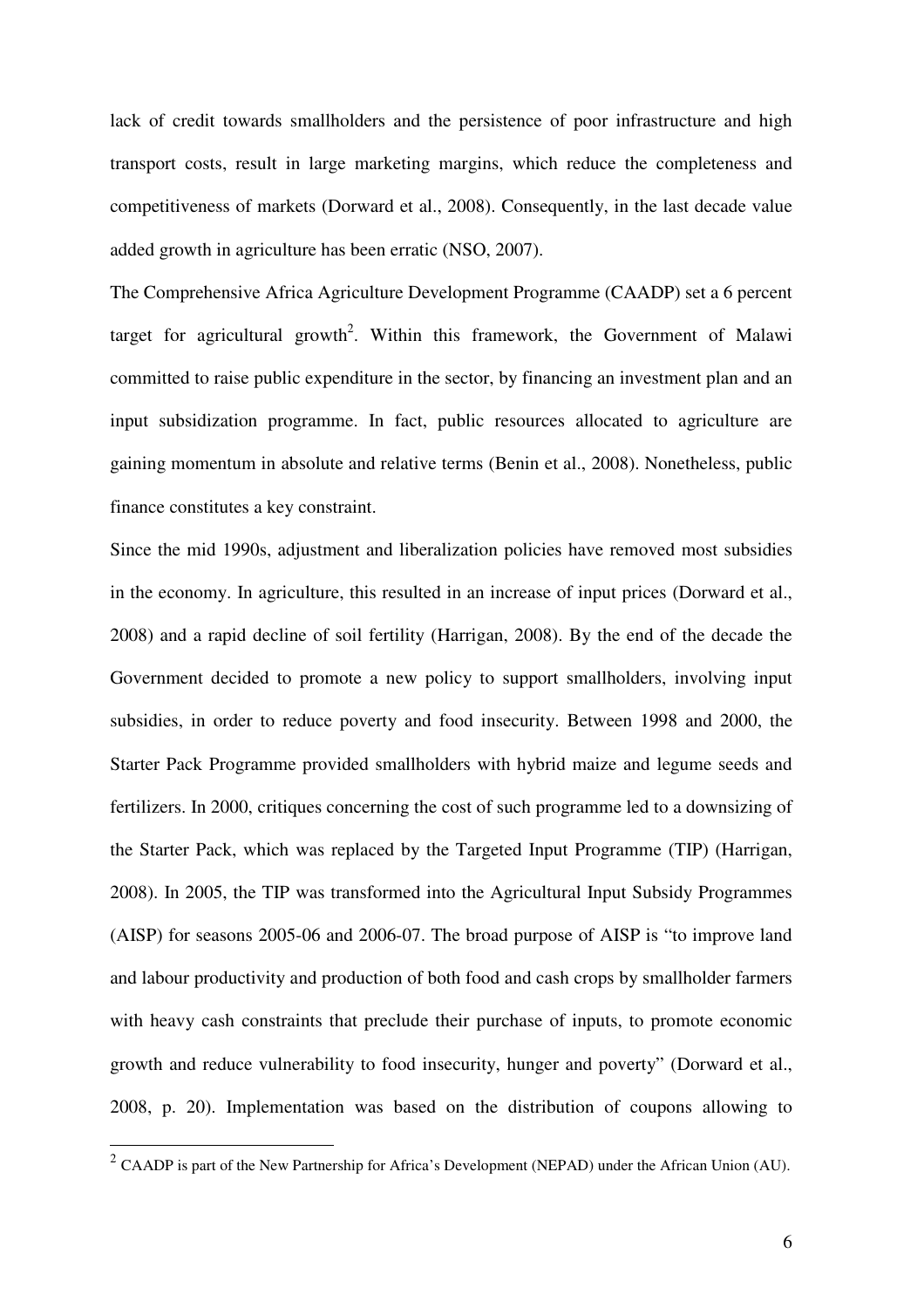lack of credit towards smallholders and the persistence of poor infrastructure and high transport costs, result in large marketing margins, which reduce the completeness and competitiveness of markets (Dorward et al., 2008). Consequently, in the last decade value added growth in agriculture has been erratic (NSO, 2007).

The Comprehensive Africa Agriculture Development Programme (CAADP) set a 6 percent target for agricultural growth[2]. Within this framework, the Government of Malawi committed to raise public expenditure in the sector, by financing an investment plan and an input subsidization programme. In fact, public resources allocated to agriculture are gaining momentum in absolute and relative terms (Benin et al., 2008). Nonetheless, public finance constitutes a key constraint.

Since the mid 1990s, adjustment and liberalization policies have removed most subsidies in the economy. In agriculture, this resulted in an increase of input prices (Dorward et al., 2008) and a rapid decline of soil fertility (Harrigan, 2008). By the end of the decade the Government decided to promote a new policy to support smallholders, involving input subsidies, in order to reduce poverty and food insecurity. Between 1998 and 2000, the Starter Pack Programme provided smallholders with hybrid maize and legume seeds and fertilizers. In 2000, critiques concerning the cost of such programme led to a downsizing of the Starter Pack, which was replaced by the Targeted Input Programme (TIP) (Harrigan, 2008). In 2005, the TIP was transformed into the Agricultural Input Subsidy Programmes (AISP) for seasons 2005-06 and 2006-07. The broad purpose of AISP is "to improve land and labour productivity and production of both food and cash crops by smallholder farmers with heavy cash constraints that preclude their purchase of inputs, to promote economic growth and reduce vulnerability to food insecurity, hunger and poverty" (Dorward et al., 2008, p. 20). Implementation was based on the distribution of coupons allowing to

[2] CAADP is part of the New Partnership for Africa's Development (NEPAD) under the African Union (AU).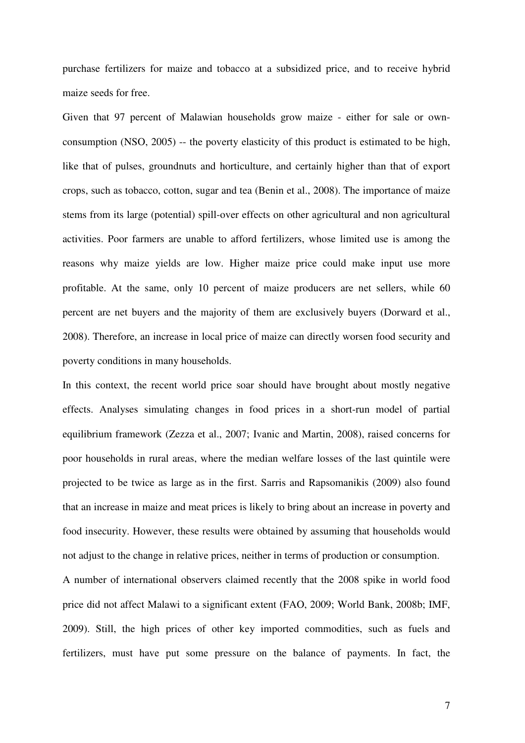purchase fertilizers for maize and tobacco at a subsidized price, and to receive hybrid maize seeds for free.

Given that 97 percent of Malawian households grow maize - either for sale or own-consumption (NSO, 2005) -- the poverty elasticity of this product is estimated to be high, like that of pulses, groundnuts and horticulture, and certainly higher than that of export crops, such as tobacco, cotton, sugar and tea (Benin et al., 2008). The importance of maize stems from its large (potential) spill-over effects on other agricultural and non agricultural activities. Poor farmers are unable to afford fertilizers, whose limited use is among the reasons why maize yields are low. Higher maize price could make input use more profitable. At the same, only 10 percent of maize producers are net sellers, while 60 percent are net buyers and the majority of them are exclusively buyers (Dorward et al., 2008). Therefore, an increase in local price of maize can directly worsen food security and poverty conditions in many households.

In this context, the recent world price soar should have brought about mostly negative effects. Analyses simulating changes in food prices in a short-run model of partial equilibrium framework (Zezza et al., 2007; Ivanic and Martin, 2008), raised concerns for poor households in rural areas, where the median welfare losses of the last quintile were projected to be twice as large as in the first. Sarris and Rapsomanikis (2009) also found that an increase in maize and meat prices is likely to bring about an increase in poverty and food insecurity. However, these results were obtained by assuming that households would not adjust to the change in relative prices, neither in terms of production or consumption.

A number of international observers claimed recently that the 2008 spike in world food price did not affect Malawi to a significant extent (FAO, 2009; World Bank, 2008b; IMF, 2009). Still, the high prices of other key imported commodities, such as fuels and fertilizers, must have put some pressure on the balance of payments. In fact, the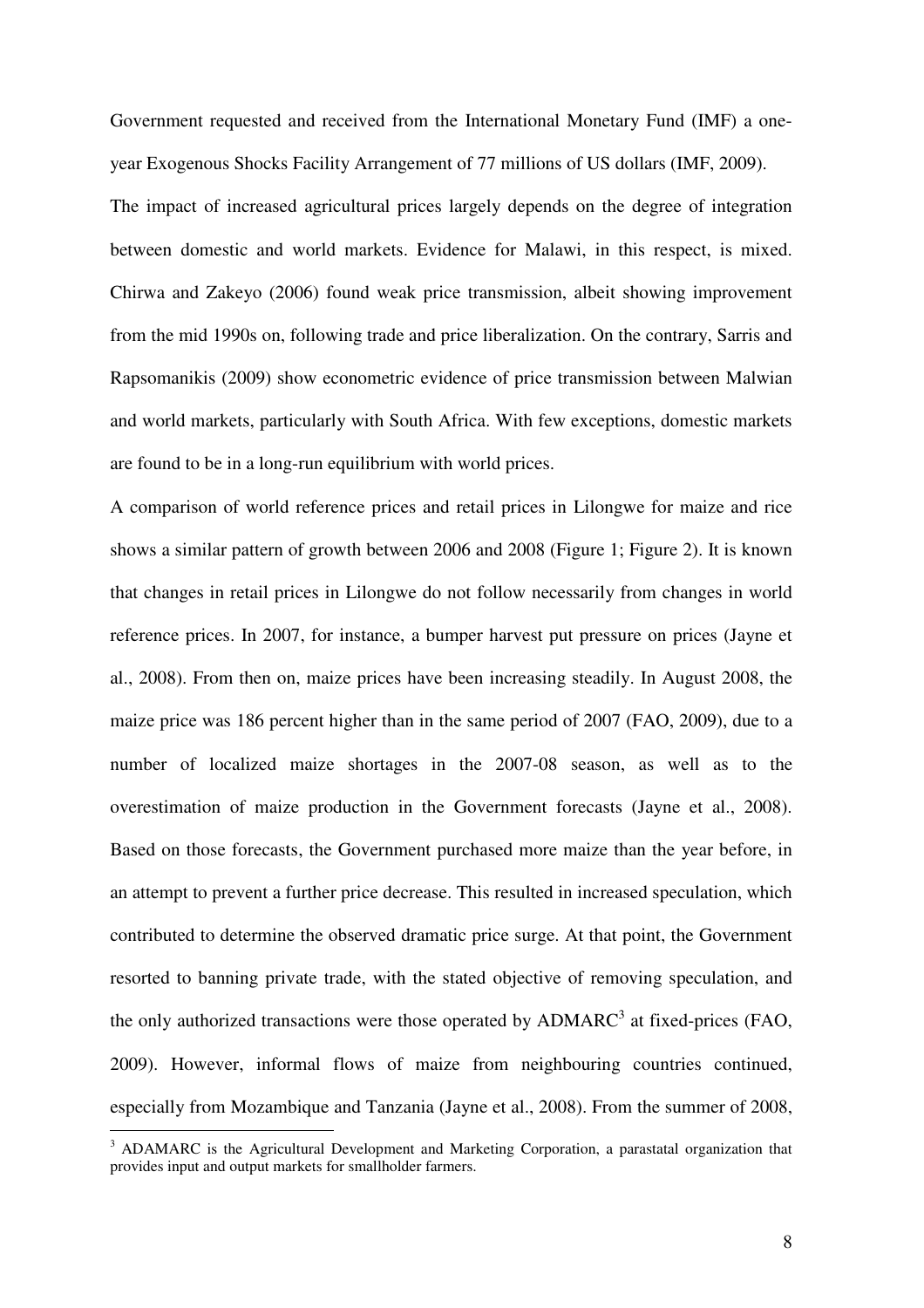Government requested and received from the International Monetary Fund (IMF) a one-year Exogenous Shocks Facility Arrangement of 77 millions of US dollars (IMF, 2009).

The impact of increased agricultural prices largely depends on the degree of integration between domestic and world markets. Evidence for Malawi, in this respect, is mixed. Chirwa and Zakeyo (2006) found weak price transmission, albeit showing improvement from the mid 1990s on, following trade and price liberalization. On the contrary, Sarris and Rapsomanikis (2009) show econometric evidence of price transmission between Malwian and world markets, particularly with South Africa. With few exceptions, domestic markets are found to be in a long-run equilibrium with world prices.

A comparison of world reference prices and retail prices in Lilongwe for maize and rice shows a similar pattern of growth between 2006 and 2008 (Figure 1; Figure 2). It is known that changes in retail prices in Lilongwe do not follow necessarily from changes in world reference prices. In 2007, for instance, a bumper harvest put pressure on prices (Jayne et al., 2008). From then on, maize prices have been increasing steadily. In August 2008, the maize price was 186 percent higher than in the same period of 2007 (FAO, 2009), due to a number of localized maize shortages in the 2007-08 season, as well as to the overestimation of maize production in the Government forecasts (Jayne et al., 2008). Based on those forecasts, the Government purchased more maize than the year before, in an attempt to prevent a further price decrease. This resulted in increased speculation, which contributed to determine the observed dramatic price surge. At that point, the Government resorted to banning private trade, with the stated objective of removing speculation, and the only authorized transactions were those operated by ADMARC[3] at fixed-prices (FAO, 2009). However, informal flows of maize from neighbouring countries continued, especially from Mozambique and Tanzania (Jayne et al., 2008). From the summer of 2008,

[3] ADAMARC is the Agricultural Development and Marketing Corporation, a parastatal organization that provides input and output markets for smallholder farmers.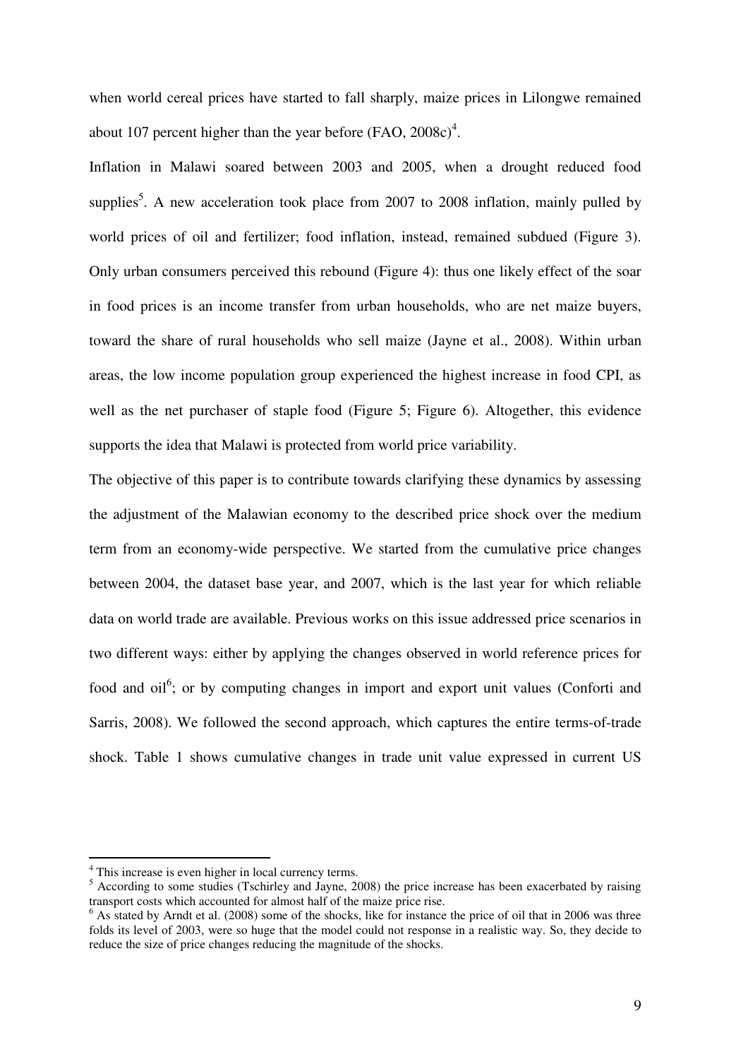when world cereal prices have started to fall sharply, maize prices in Lilongwe remained about 107 percent higher than the year before (FAO, 2008c)[4].

Inflation in Malawi soared between 2003 and 2005, when a drought reduced food supplies[5]. A new acceleration took place from 2007 to 2008 inflation, mainly pulled by world prices of oil and fertilizer; food inflation, instead, remained subdued (Figure 3). Only urban consumers perceived this rebound (Figure 4): thus one likely effect of the soar in food prices is an income transfer from urban households, who are net maize buyers, toward the share of rural households who sell maize (Jayne et al., 2008). Within urban areas, the low income population group experienced the highest increase in food CPI, as well as the net purchaser of staple food (Figure 5; Figure 6). Altogether, this evidence supports the idea that Malawi is protected from world price variability.

The objective of this paper is to contribute towards clarifying these dynamics by assessing the adjustment of the Malawian economy to the described price shock over the medium term from an economy-wide perspective. We started from the cumulative price changes between 2004, the dataset base year, and 2007, which is the last year for which reliable data on world trade are available. Previous works on this issue addressed price scenarios in two different ways: either by applying the changes observed in world reference prices for food and oil[6]; or by computing changes in import and export unit values (Conforti and Sarris, 2008). We followed the second approach, which captures the entire terms-of-trade shock. Table 1 shows cumulative changes in trade unit value expressed in current US

---

[4] This increase is even higher in local currency terms.

[5] According to some studies (Tschirley and Jayne, 2008) the price increase has been exacerbated by raising transport costs which accounted for almost half of the maize price rise.

[6] As stated by Arndt et al. (2008) some of the shocks, like for instance the price of oil that in 2006 was three folds its level of 2003, were so huge that the model could not response in a realistic way. So, they decide to reduce the size of price changes reducing the magnitude of the shocks.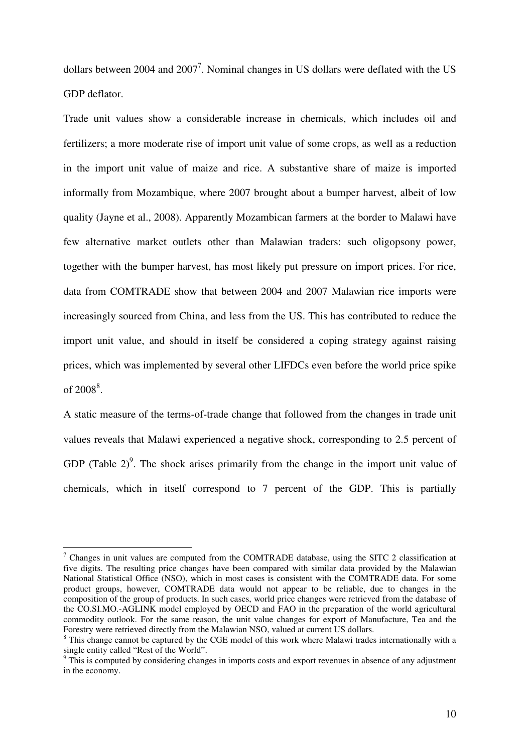dollars between 2004 and 2007[7]. Nominal changes in US dollars were deflated with the US GDP deflator.

Trade unit values show a considerable increase in chemicals, which includes oil and fertilizers; a more moderate rise of import unit value of some crops, as well as a reduction in the import unit value of maize and rice. A substantive share of maize is imported informally from Mozambique, where 2007 brought about a bumper harvest, albeit of low quality (Jayne et al., 2008). Apparently Mozambican farmers at the border to Malawi have few alternative market outlets other than Malawian traders: such oligopsony power, together with the bumper harvest, has most likely put pressure on import prices. For rice, data from COMTRADE show that between 2004 and 2007 Malawian rice imports were increasingly sourced from China, and less from the US. This has contributed to reduce the import unit value, and should in itself be considered a coping strategy against raising prices, which was implemented by several other LIFDCs even before the world price spike of 2008[8].

A static measure of the terms-of-trade change that followed from the changes in trade unit values reveals that Malawi experienced a negative shock, corresponding to 2.5 percent of GDP (Table 2)[9]. The shock arises primarily from the change in the import unit value of chemicals, which in itself correspond to 7 percent of the GDP. This is partially

[7] Changes in unit values are computed from the COMTRADE database, using the SITC 2 classification at five digits. The resulting price changes have been compared with similar data provided by the Malawian National Statistical Office (NSO), which in most cases is consistent with the COMTRADE data. For some product groups, however, COMTRADE data would not appear to be reliable, due to changes in the composition of the group of products. In such cases, world price changes were retrieved from the database of the CO.SI.MO.-AGLINK model employed by OECD and FAO in the preparation of the world agricultural commodity outlook. For the same reason, the unit value changes for export of Manufacture, Tea and the Forestry were retrieved directly from the Malawian NSO, valued at current US dollars.

[8] This change cannot be captured by the CGE model of this work where Malawi trades internationally with a single entity called "Rest of the World".

[9] This is computed by considering changes in imports costs and export revenues in absence of any adjustment in the economy.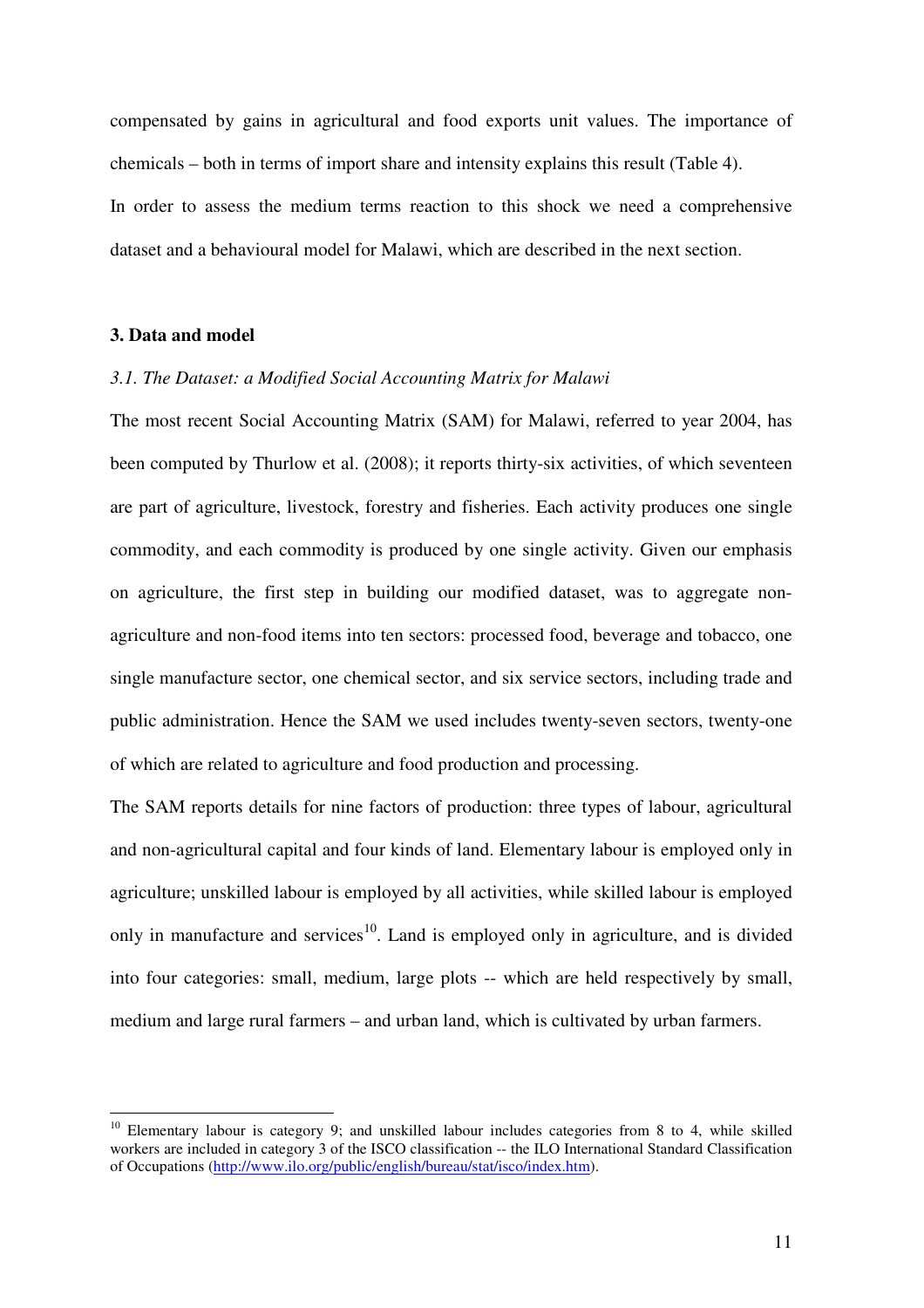compensated by gains in agricultural and food exports unit values. The importance of chemicals – both in terms of import share and intensity explains this result (Table 4).

In order to assess the medium terms reaction to this shock we need a comprehensive dataset and a behavioural model for Malawi, which are described in the next section.

## 3. Data and model

### *3.1. The Dataset: a Modified Social Accounting Matrix for Malawi*

The most recent Social Accounting Matrix (SAM) for Malawi, referred to year 2004, has been computed by Thurlow et al. (2008); it reports thirty-six activities, of which seventeen are part of agriculture, livestock, forestry and fisheries. Each activity produces one single commodity, and each commodity is produced by one single activity. Given our emphasis on agriculture, the first step in building our modified dataset, was to aggregate non-agriculture and non-food items into ten sectors: processed food, beverage and tobacco, one single manufacture sector, one chemical sector, and six service sectors, including trade and public administration. Hence the SAM we used includes twenty-seven sectors, twenty-one of which are related to agriculture and food production and processing.

The SAM reports details for nine factors of production: three types of labour, agricultural and non-agricultural capital and four kinds of land. Elementary labour is employed only in agriculture; unskilled labour is employed by all activities, while skilled labour is employed only in manufacture and services[10]. Land is employed only in agriculture, and is divided into four categories: small, medium, large plots -- which are held respectively by small, medium and large rural farmers – and urban land, which is cultivated by urban farmers.

---

[10] Elementary labour is category 9; and unskilled labour includes categories from 8 to 4, while skilled workers are included in category 3 of the ISCO classification -- the ILO International Standard Classification of Occupations (http://www.ilo.org/public/english/bureau/stat/isco/index.htm).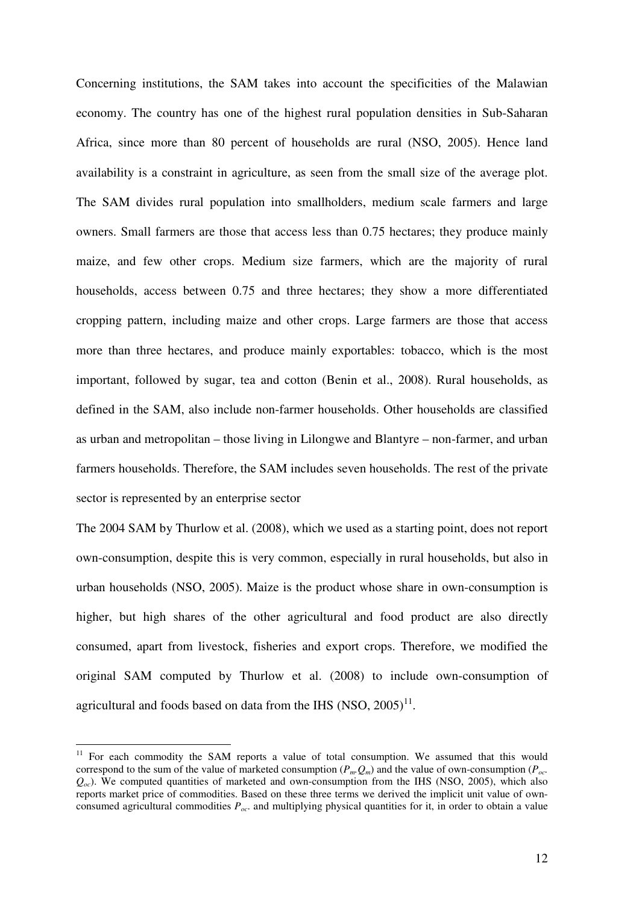Concerning institutions, the SAM takes into account the specificities of the Malawian economy. The country has one of the highest rural population densities in Sub-Saharan Africa, since more than 80 percent of households are rural (NSO, 2005). Hence land availability is a constraint in agriculture, as seen from the small size of the average plot. The SAM divides rural population into smallholders, medium scale farmers and large owners. Small farmers are those that access less than 0.75 hectares; they produce mainly maize, and few other crops. Medium size farmers, which are the majority of rural households, access between 0.75 and three hectares; they show a more differentiated cropping pattern, including maize and other crops. Large farmers are those that access more than three hectares, and produce mainly exportables: tobacco, which is the most important, followed by sugar, tea and cotton (Benin et al., 2008). Rural households, as defined in the SAM, also include non-farmer households. Other households are classified as urban and metropolitan – those living in Lilongwe and Blantyre – non-farmer, and urban farmers households. Therefore, the SAM includes seven households. The rest of the private sector is represented by an enterprise sector

The 2004 SAM by Thurlow et al. (2008), which we used as a starting point, does not report own-consumption, despite this is very common, especially in rural households, but also in urban households (NSO, 2005). Maize is the product whose share in own-consumption is higher, but high shares of the other agricultural and food product are also directly consumed, apart from livestock, fisheries and export crops. Therefore, we modified the original SAM computed by Thurlow et al. (2008) to include own-consumption of agricultural and foods based on data from the IHS (NSO, 2005)[11].

---

[11] For each commodity the SAM reports a value of total consumption. We assumed that this would correspond to the sum of the value of marketed consumption ($P_m.Q_m$) and the value of own-consumption ($P_{oc}.$ $Q_{oc}$). We computed quantities of marketed and own-consumption from the IHS (NSO, 2005), which also reports market price of commodities. Based on these three terms we derived the implicit unit value of own-consumed agricultural commodities $P_{oc}$. and multiplying physical quantities for it, in order to obtain a value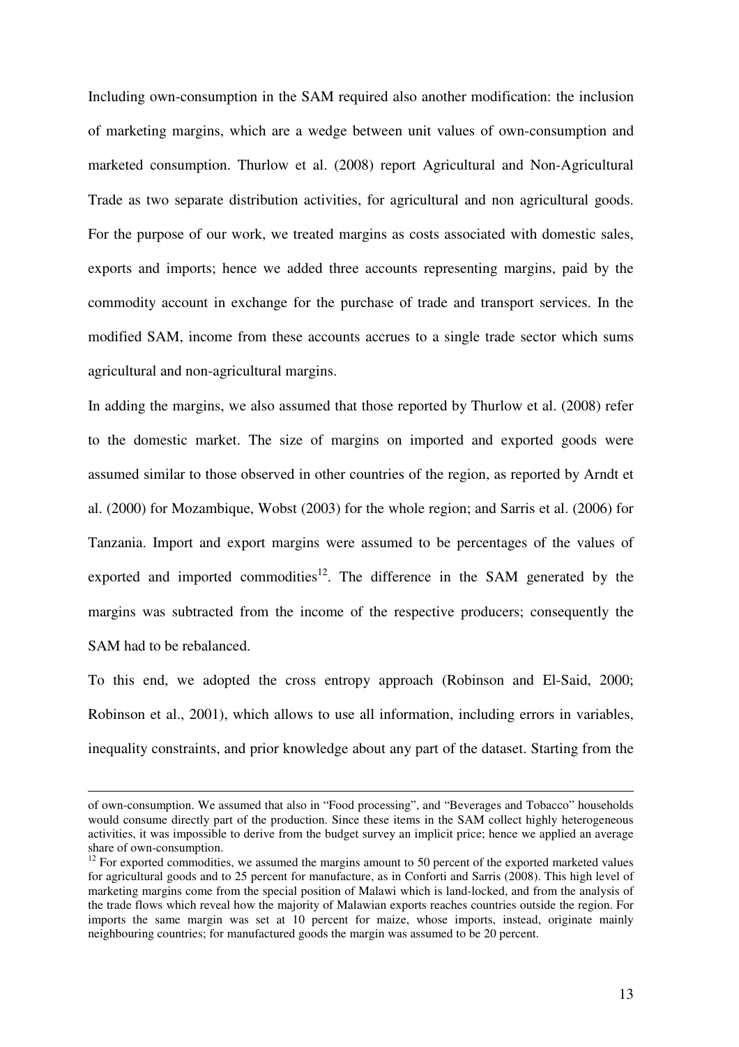Including own-consumption in the SAM required also another modification: the inclusion of marketing margins, which are a wedge between unit values of own-consumption and marketed consumption. Thurlow et al. (2008) report Agricultural and Non-Agricultural Trade as two separate distribution activities, for agricultural and non agricultural goods. For the purpose of our work, we treated margins as costs associated with domestic sales, exports and imports; hence we added three accounts representing margins, paid by the commodity account in exchange for the purchase of trade and transport services. In the modified SAM, income from these accounts accrues to a single trade sector which sums agricultural and non-agricultural margins.

In adding the margins, we also assumed that those reported by Thurlow et al. (2008) refer to the domestic market. The size of margins on imported and exported goods were assumed similar to those observed in other countries of the region, as reported by Arndt et al. (2000) for Mozambique, Wobst (2003) for the whole region; and Sarris et al. (2006) for Tanzania. Import and export margins were assumed to be percentages of the values of exported and imported commodities[12]. The difference in the SAM generated by the margins was subtracted from the income of the respective producers; consequently the SAM had to be rebalanced.

To this end, we adopted the cross entropy approach (Robinson and El-Said, 2000; Robinson et al., 2001), which allows to use all information, including errors in variables, inequality constraints, and prior knowledge about any part of the dataset. Starting from the

---

of own-consumption. We assumed that also in "Food processing", and "Beverages and Tobacco" households would consume directly part of the production. Since these items in the SAM collect highly heterogeneous activities, it was impossible to derive from the budget survey an implicit price; hence we applied an average share of own-consumption.

[12] For exported commodities, we assumed the margins amount to 50 percent of the exported marketed values for agricultural goods and to 25 percent for manufacture, as in Conforti and Sarris (2008). This high level of marketing margins come from the special position of Malawi which is land-locked, and from the analysis of the trade flows which reveal how the majority of Malawian exports reaches countries outside the region. For imports the same margin was set at 10 percent for maize, whose imports, instead, originate mainly neighbouring countries; for manufactured goods the margin was assumed to be 20 percent.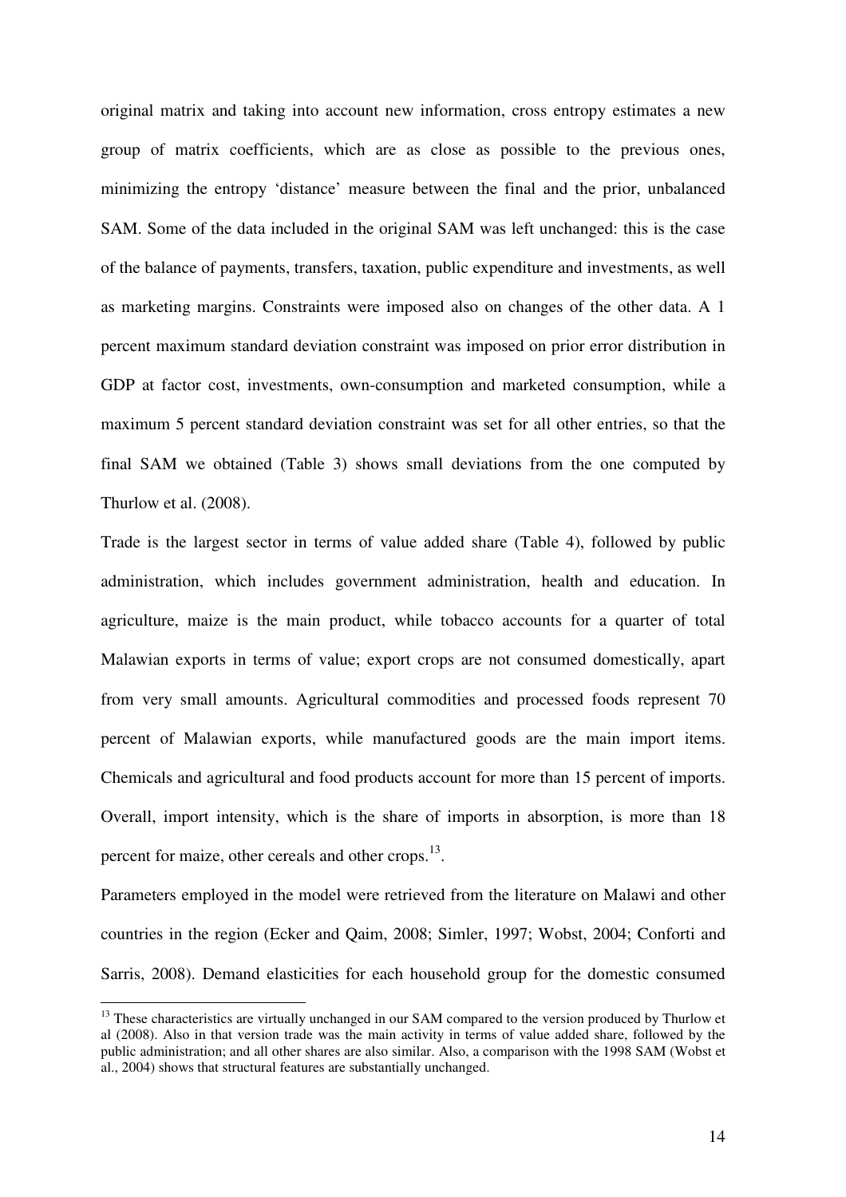original matrix and taking into account new information, cross entropy estimates a new group of matrix coefficients, which are as close as possible to the previous ones, minimizing the entropy 'distance' measure between the final and the prior, unbalanced SAM. Some of the data included in the original SAM was left unchanged: this is the case of the balance of payments, transfers, taxation, public expenditure and investments, as well as marketing margins. Constraints were imposed also on changes of the other data. A 1 percent maximum standard deviation constraint was imposed on prior error distribution in GDP at factor cost, investments, own-consumption and marketed consumption, while a maximum 5 percent standard deviation constraint was set for all other entries, so that the final SAM we obtained (Table 3) shows small deviations from the one computed by Thurlow et al. (2008).

Trade is the largest sector in terms of value added share (Table 4), followed by public administration, which includes government administration, health and education. In agriculture, maize is the main product, while tobacco accounts for a quarter of total Malawian exports in terms of value; export crops are not consumed domestically, apart from very small amounts. Agricultural commodities and processed foods represent 70 percent of Malawian exports, while manufactured goods are the main import items. Chemicals and agricultural and food products account for more than 15 percent of imports. Overall, import intensity, which is the share of imports in absorption, is more than 18 percent for maize, other cereals and other crops.[13].

Parameters employed in the model were retrieved from the literature on Malawi and other countries in the region (Ecker and Qaim, 2008; Simler, 1997; Wobst, 2004; Conforti and Sarris, 2008). Demand elasticities for each household group for the domestic consumed

[13] These characteristics are virtually unchanged in our SAM compared to the version produced by Thurlow et al (2008). Also in that version trade was the main activity in terms of value added share, followed by the public administration; and all other shares are also similar. Also, a comparison with the 1998 SAM (Wobst et al., 2004) shows that structural features are substantially unchanged.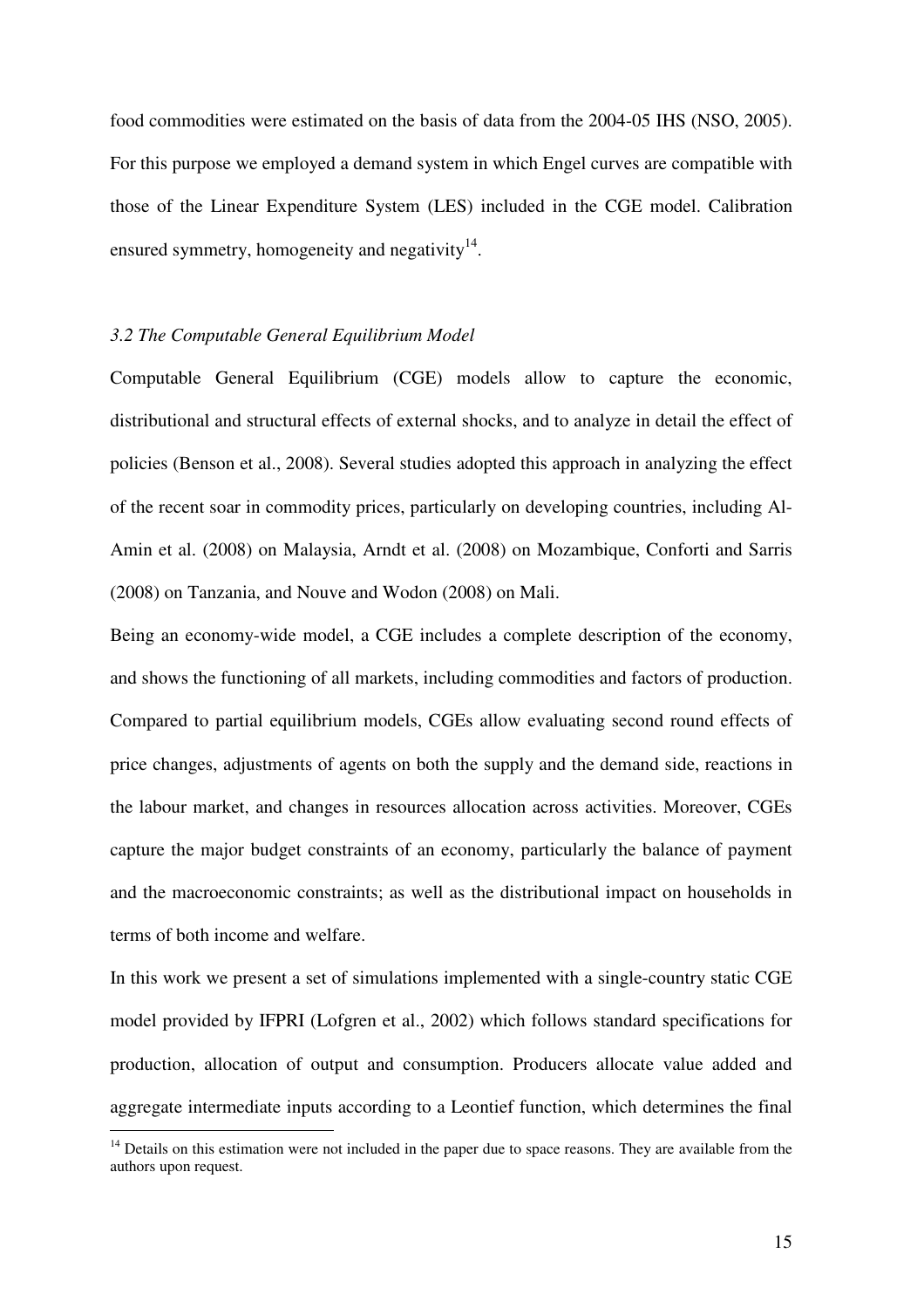food commodities were estimated on the basis of data from the 2004-05 IHS (NSO, 2005). For this purpose we employed a demand system in which Engel curves are compatible with those of the Linear Expenditure System (LES) included in the CGE model. Calibration ensured symmetry, homogeneity and negativity[14].

### *3.2 The Computable General Equilibrium Model*

Computable General Equilibrium (CGE) models allow to capture the economic, distributional and structural effects of external shocks, and to analyze in detail the effect of policies (Benson et al., 2008). Several studies adopted this approach in analyzing the effect of the recent soar in commodity prices, particularly on developing countries, including Al-Amin et al. (2008) on Malaysia, Arndt et al. (2008) on Mozambique, Conforti and Sarris (2008) on Tanzania, and Nouve and Wodon (2008) on Mali.

Being an economy-wide model, a CGE includes a complete description of the economy, and shows the functioning of all markets, including commodities and factors of production. Compared to partial equilibrium models, CGEs allow evaluating second round effects of price changes, adjustments of agents on both the supply and the demand side, reactions in the labour market, and changes in resources allocation across activities. Moreover, CGEs capture the major budget constraints of an economy, particularly the balance of payment and the macroeconomic constraints; as well as the distributional impact on households in terms of both income and welfare.

In this work we present a set of simulations implemented with a single-country static CGE model provided by IFPRI (Lofgren et al., 2002) which follows standard specifications for production, allocation of output and consumption. Producers allocate value added and aggregate intermediate inputs according to a Leontief function, which determines the final

[14] Details on this estimation were not included in the paper due to space reasons. They are available from the authors upon request.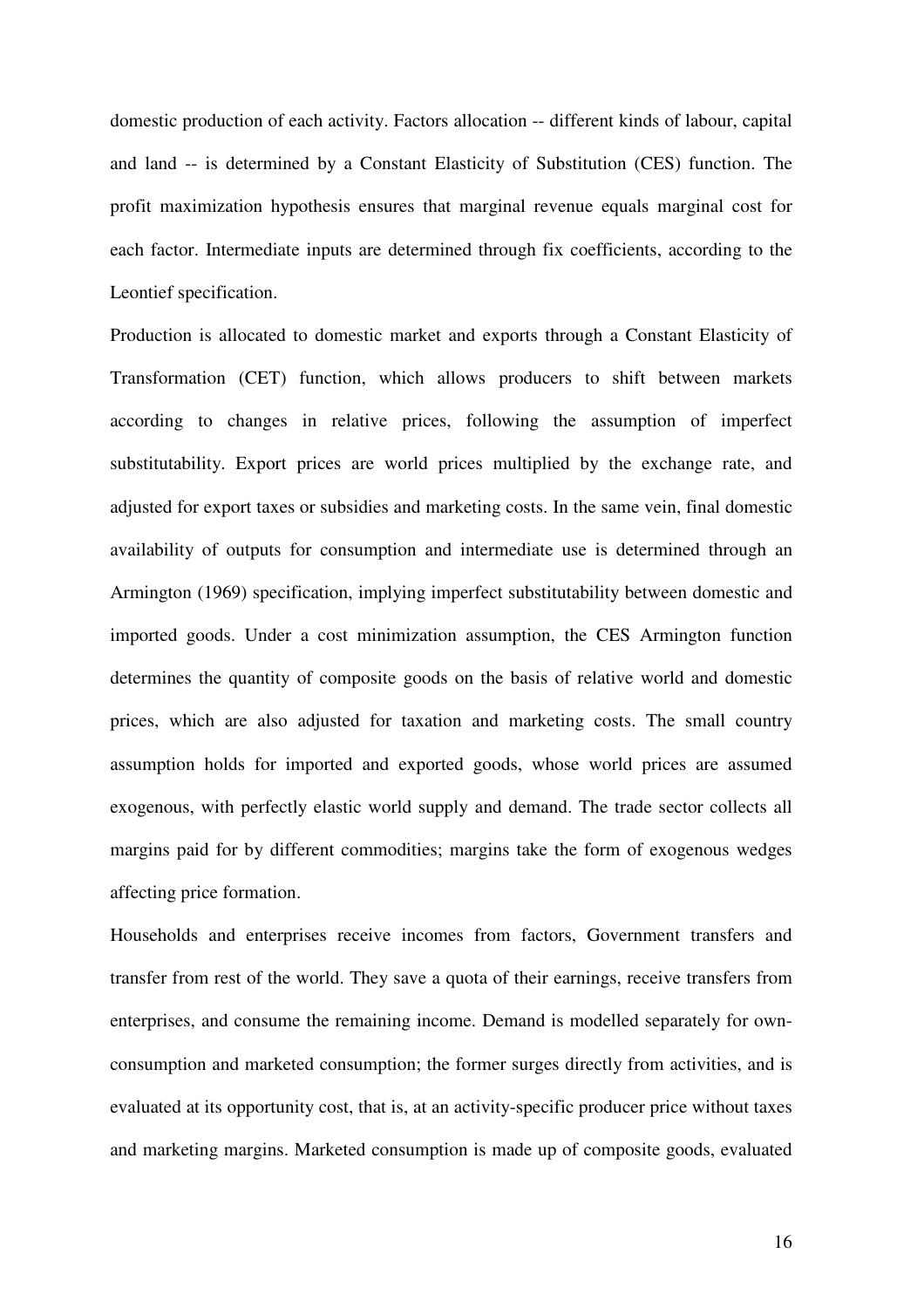domestic production of each activity. Factors allocation -- different kinds of labour, capital and land -- is determined by a Constant Elasticity of Substitution (CES) function. The profit maximization hypothesis ensures that marginal revenue equals marginal cost for each factor. Intermediate inputs are determined through fix coefficients, according to the Leontief specification.

Production is allocated to domestic market and exports through a Constant Elasticity of Transformation (CET) function, which allows producers to shift between markets according to changes in relative prices, following the assumption of imperfect substitutability. Export prices are world prices multiplied by the exchange rate, and adjusted for export taxes or subsidies and marketing costs. In the same vein, final domestic availability of outputs for consumption and intermediate use is determined through an Armington (1969) specification, implying imperfect substitutability between domestic and imported goods. Under a cost minimization assumption, the CES Armington function determines the quantity of composite goods on the basis of relative world and domestic prices, which are also adjusted for taxation and marketing costs. The small country assumption holds for imported and exported goods, whose world prices are assumed exogenous, with perfectly elastic world supply and demand. The trade sector collects all margins paid for by different commodities; margins take the form of exogenous wedges affecting price formation.

Households and enterprises receive incomes from factors, Government transfers and transfer from rest of the world. They save a quota of their earnings, receive transfers from enterprises, and consume the remaining income. Demand is modelled separately for own-consumption and marketed consumption; the former surges directly from activities, and is evaluated at its opportunity cost, that is, at an activity-specific producer price without taxes and marketing margins. Marketed consumption is made up of composite goods, evaluated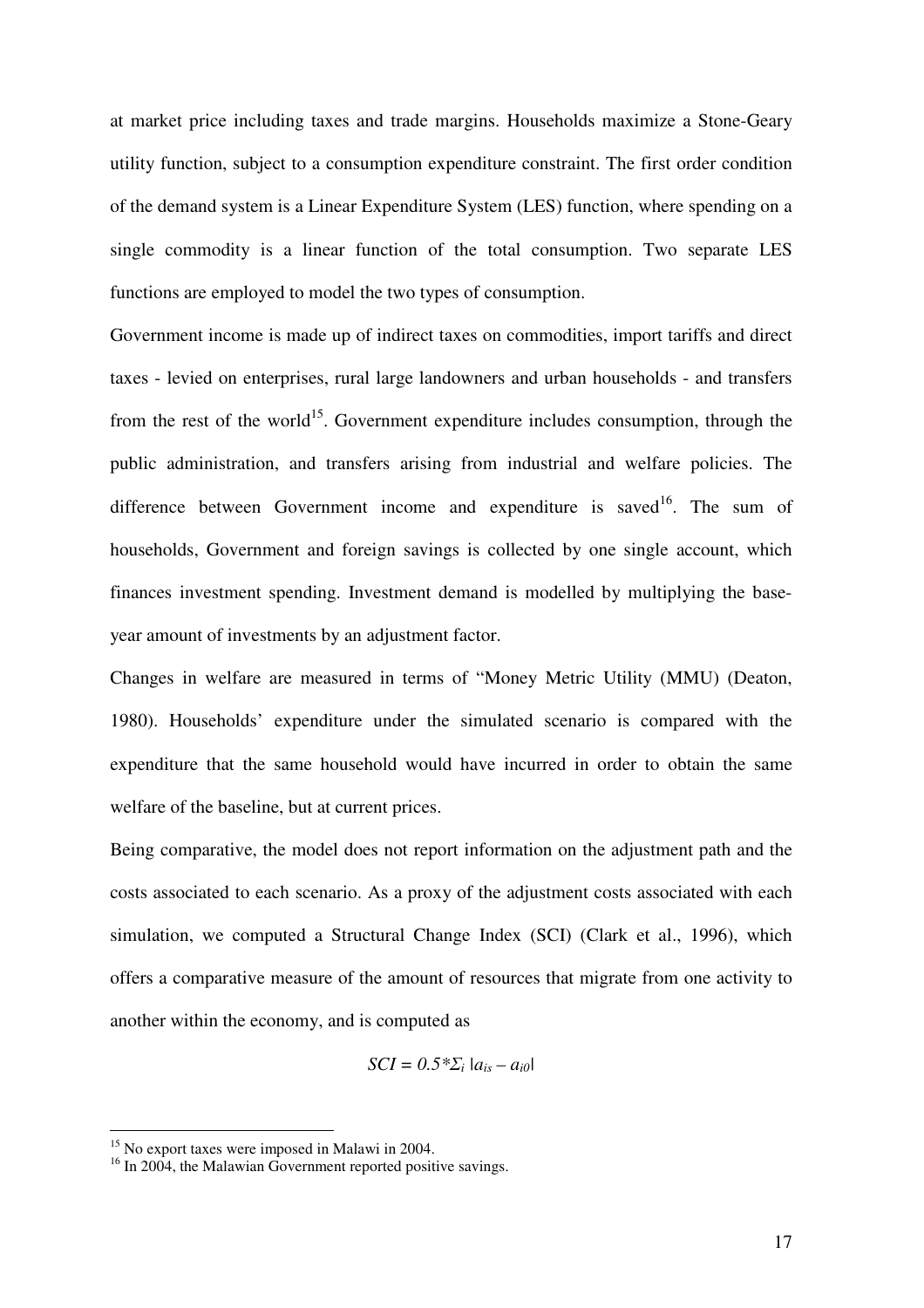at market price including taxes and trade margins. Households maximize a Stone-Geary utility function, subject to a consumption expenditure constraint. The first order condition of the demand system is a Linear Expenditure System (LES) function, where spending on a single commodity is a linear function of the total consumption. Two separate LES functions are employed to model the two types of consumption.

Government income is made up of indirect taxes on commodities, import tariffs and direct taxes - levied on enterprises, rural large landowners and urban households - and transfers from the rest of the world[15]. Government expenditure includes consumption, through the public administration, and transfers arising from industrial and welfare policies. The difference between Government income and expenditure is saved[16]. The sum of households, Government and foreign savings is collected by one single account, which finances investment spending. Investment demand is modelled by multiplying the base-year amount of investments by an adjustment factor.

Changes in welfare are measured in terms of "Money Metric Utility (MMU) (Deaton, 1980). Households' expenditure under the simulated scenario is compared with the expenditure that the same household would have incurred in order to obtain the same welfare of the baseline, but at current prices.

Being comparative, the model does not report information on the adjustment path and the costs associated to each scenario. As a proxy of the adjustment costs associated with each simulation, we computed a Structural Change Index (SCI) (Clark et al., 1996), which offers a comparative measure of the amount of resources that migrate from one activity to another within the economy, and is computed as

$$SCI = 0.5 * \Sigma_i \, |a_{is} - a_{i0}|$$

[15] No export taxes were imposed in Malawi in 2004.

[16] In 2004, the Malawian Government reported positive savings.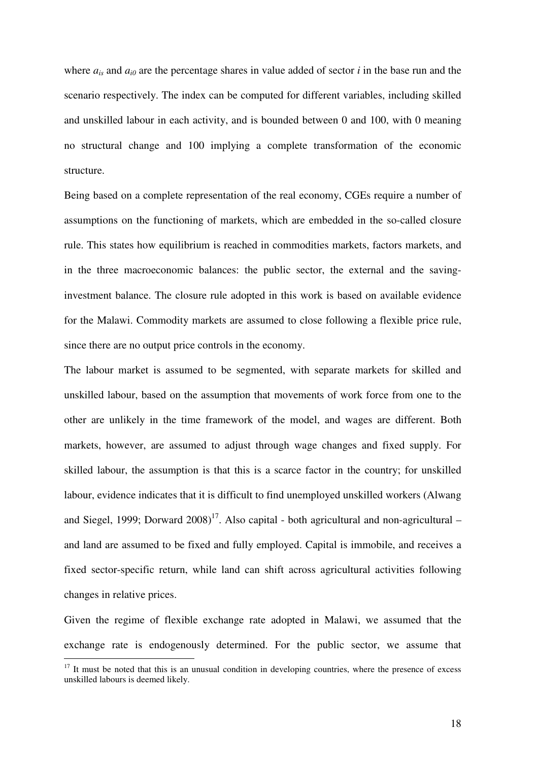where $a_{is}$ and $a_{i0}$ are the percentage shares in value added of sector $i$ in the base run and the scenario respectively. The index can be computed for different variables, including skilled and unskilled labour in each activity, and is bounded between 0 and 100, with 0 meaning no structural change and 100 implying a complete transformation of the economic structure.

Being based on a complete representation of the real economy, CGEs require a number of assumptions on the functioning of markets, which are embedded in the so-called closure rule. This states how equilibrium is reached in commodities markets, factors markets, and in the three macroeconomic balances: the public sector, the external and the saving-investment balance. The closure rule adopted in this work is based on available evidence for the Malawi. Commodity markets are assumed to close following a flexible price rule, since there are no output price controls in the economy.

The labour market is assumed to be segmented, with separate markets for skilled and unskilled labour, based on the assumption that movements of work force from one to the other are unlikely in the time framework of the model, and wages are different. Both markets, however, are assumed to adjust through wage changes and fixed supply. For skilled labour, the assumption is that this is a scarce factor in the country; for unskilled labour, evidence indicates that it is difficult to find unemployed unskilled workers (Alwang and Siegel, 1999; Dorward 2008)[17]. Also capital - both agricultural and non-agricultural – and land are assumed to be fixed and fully employed. Capital is immobile, and receives a fixed sector-specific return, while land can shift across agricultural activities following changes in relative prices.

Given the regime of flexible exchange rate adopted in Malawi, we assumed that the exchange rate is endogenously determined. For the public sector, we assume that

[17] It must be noted that this is an unusual condition in developing countries, where the presence of excess unskilled labours is deemed likely.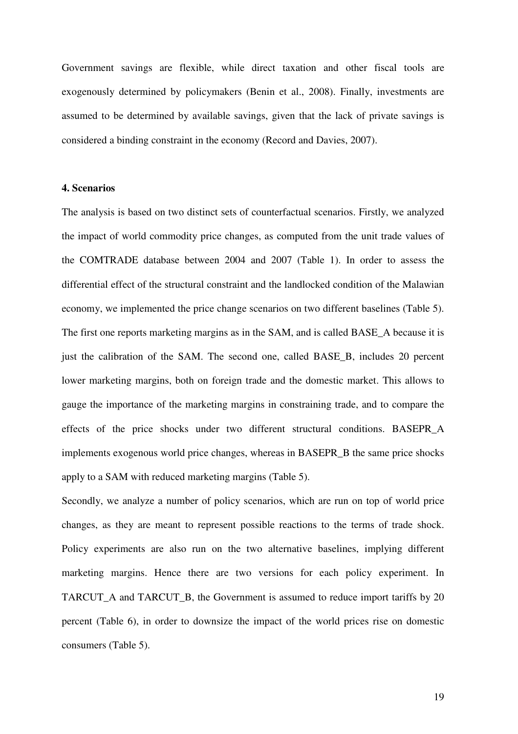Government savings are flexible, while direct taxation and other fiscal tools are exogenously determined by policymakers (Benin et al., 2008). Finally, investments are assumed to be determined by available savings, given that the lack of private savings is considered a binding constraint in the economy (Record and Davies, 2007).

## 4. Scenarios

The analysis is based on two distinct sets of counterfactual scenarios. Firstly, we analyzed the impact of world commodity price changes, as computed from the unit trade values of the COMTRADE database between 2004 and 2007 (Table 1). In order to assess the differential effect of the structural constraint and the landlocked condition of the Malawian economy, we implemented the price change scenarios on two different baselines (Table 5). The first one reports marketing margins as in the SAM, and is called BASE_A because it is just the calibration of the SAM. The second one, called BASE_B, includes 20 percent lower marketing margins, both on foreign trade and the domestic market. This allows to gauge the importance of the marketing margins in constraining trade, and to compare the effects of the price shocks under two different structural conditions. BASEPR_A implements exogenous world price changes, whereas in BASEPR_B the same price shocks apply to a SAM with reduced marketing margins (Table 5).

Secondly, we analyze a number of policy scenarios, which are run on top of world price changes, as they are meant to represent possible reactions to the terms of trade shock. Policy experiments are also run on the two alternative baselines, implying different marketing margins. Hence there are two versions for each policy experiment. In TARCUT_A and TARCUT_B, the Government is assumed to reduce import tariffs by 20 percent (Table 6), in order to downsize the impact of the world prices rise on domestic consumers (Table 5).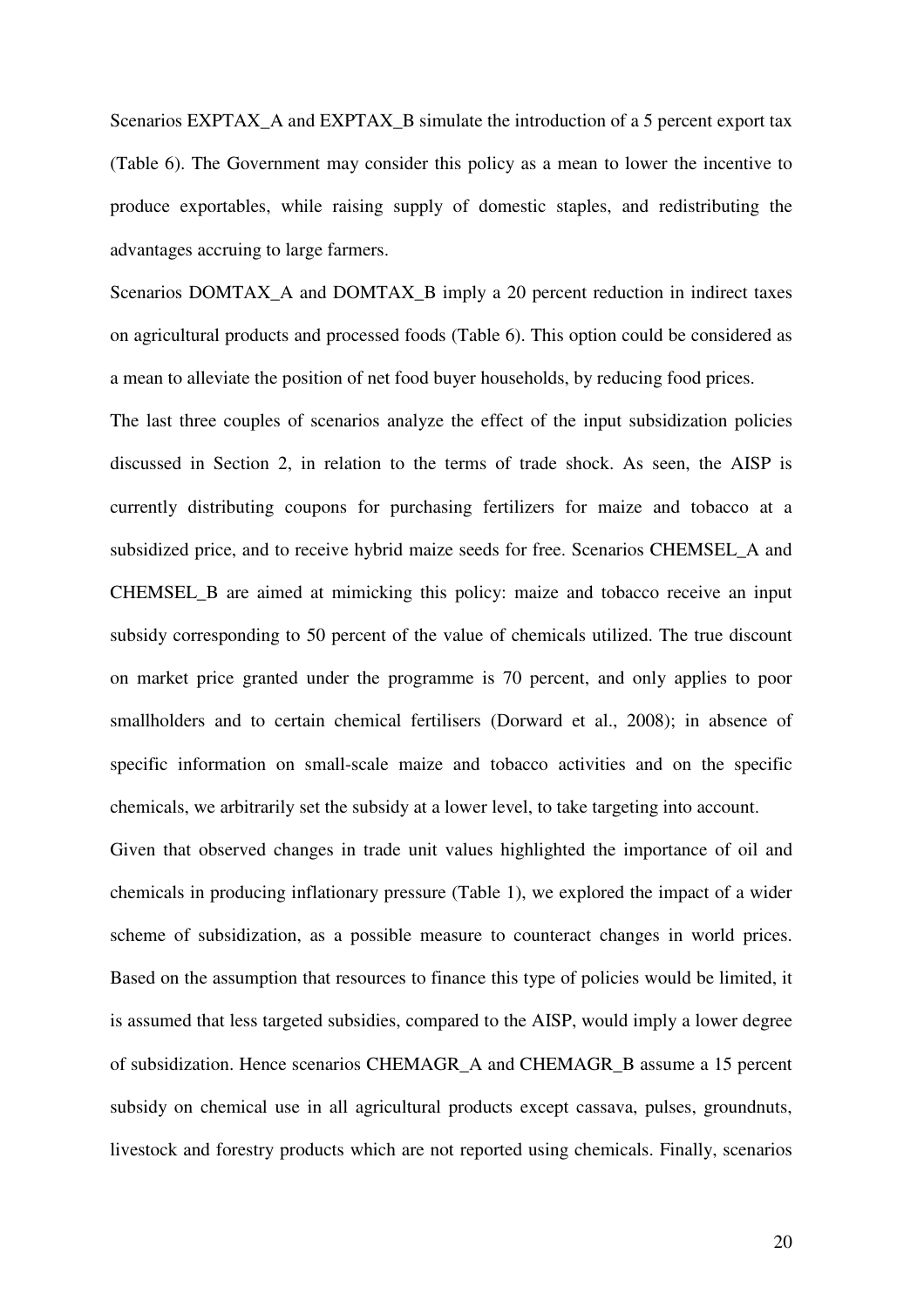Scenarios EXPTAX_A and EXPTAX_B simulate the introduction of a 5 percent export tax (Table 6). The Government may consider this policy as a mean to lower the incentive to produce exportables, while raising supply of domestic staples, and redistributing the advantages accruing to large farmers.

Scenarios DOMTAX_A and DOMTAX_B imply a 20 percent reduction in indirect taxes on agricultural products and processed foods (Table 6). This option could be considered as a mean to alleviate the position of net food buyer households, by reducing food prices.

The last three couples of scenarios analyze the effect of the input subsidization policies discussed in Section 2, in relation to the terms of trade shock. As seen, the AISP is currently distributing coupons for purchasing fertilizers for maize and tobacco at a subsidized price, and to receive hybrid maize seeds for free. Scenarios CHEMSEL_A and CHEMSEL_B are aimed at mimicking this policy: maize and tobacco receive an input subsidy corresponding to 50 percent of the value of chemicals utilized. The true discount on market price granted under the programme is 70 percent, and only applies to poor smallholders and to certain chemical fertilisers (Dorward et al., 2008); in absence of specific information on small-scale maize and tobacco activities and on the specific chemicals, we arbitrarily set the subsidy at a lower level, to take targeting into account.

Given that observed changes in trade unit values highlighted the importance of oil and chemicals in producing inflationary pressure (Table 1), we explored the impact of a wider scheme of subsidization, as a possible measure to counteract changes in world prices. Based on the assumption that resources to finance this type of policies would be limited, it is assumed that less targeted subsidies, compared to the AISP, would imply a lower degree of subsidization. Hence scenarios CHEMAGR_A and CHEMAGR_B assume a 15 percent subsidy on chemical use in all agricultural products except cassava, pulses, groundnuts, livestock and forestry products which are not reported using chemicals. Finally, scenarios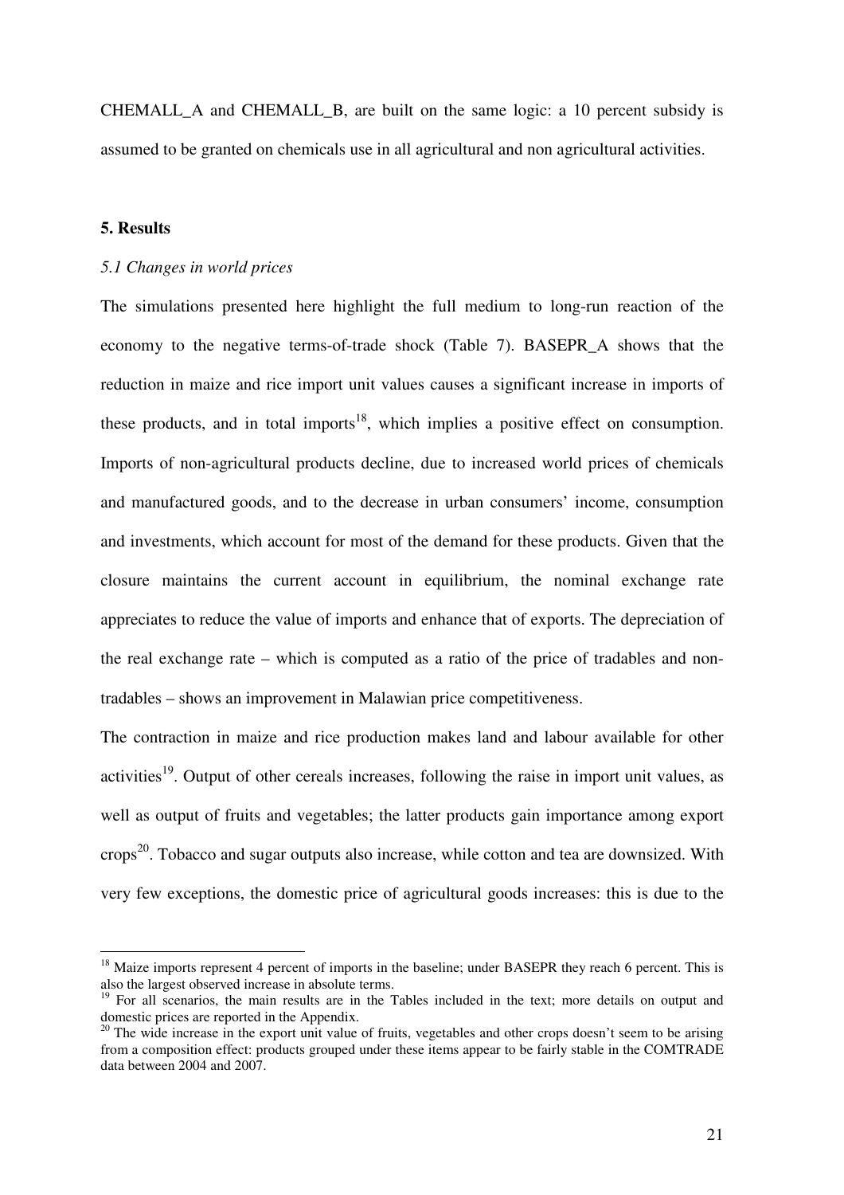CHEMALL_A and CHEMALL_B, are built on the same logic: a 10 percent subsidy is assumed to be granted on chemicals use in all agricultural and non agricultural activities.

## 5. Results

### *5.1 Changes in world prices*

The simulations presented here highlight the full medium to long-run reaction of the economy to the negative terms-of-trade shock (Table 7). BASEPR_A shows that the reduction in maize and rice import unit values causes a significant increase in imports of these products, and in total imports[18], which implies a positive effect on consumption. Imports of non-agricultural products decline, due to increased world prices of chemicals and manufactured goods, and to the decrease in urban consumers' income, consumption and investments, which account for most of the demand for these products. Given that the closure maintains the current account in equilibrium, the nominal exchange rate appreciates to reduce the value of imports and enhance that of exports. The depreciation of the real exchange rate – which is computed as a ratio of the price of tradables and non-tradables – shows an improvement in Malawian price competitiveness.

The contraction in maize and rice production makes land and labour available for other activities[19]. Output of other cereals increases, following the raise in import unit values, as well as output of fruits and vegetables; the latter products gain importance among export crops[20]. Tobacco and sugar outputs also increase, while cotton and tea are downsized. With very few exceptions, the domestic price of agricultural goods increases: this is due to the

---

[18] Maize imports represent 4 percent of imports in the baseline; under BASEPR they reach 6 percent. This is also the largest observed increase in absolute terms.

[19] For all scenarios, the main results are in the Tables included in the text; more details on output and domestic prices are reported in the Appendix.

[20] The wide increase in the export unit value of fruits, vegetables and other crops doesn't seem to be arising from a composition effect: products grouped under these items appear to be fairly stable in the COMTRADE data between 2004 and 2007.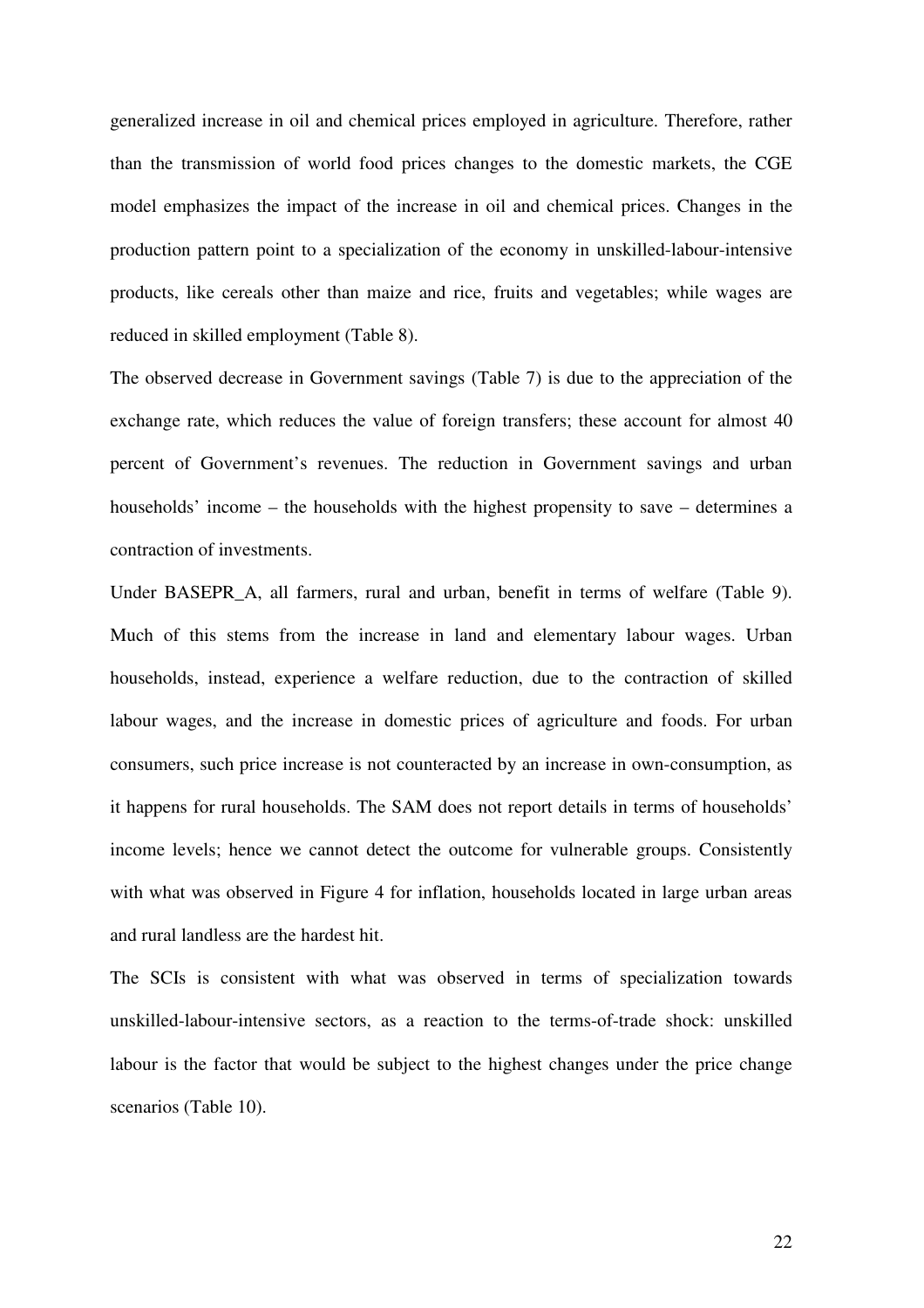generalized increase in oil and chemical prices employed in agriculture. Therefore, rather than the transmission of world food prices changes to the domestic markets, the CGE model emphasizes the impact of the increase in oil and chemical prices. Changes in the production pattern point to a specialization of the economy in unskilled-labour-intensive products, like cereals other than maize and rice, fruits and vegetables; while wages are reduced in skilled employment (Table 8).

The observed decrease in Government savings (Table 7) is due to the appreciation of the exchange rate, which reduces the value of foreign transfers; these account for almost 40 percent of Government's revenues. The reduction in Government savings and urban households' income – the households with the highest propensity to save – determines a contraction of investments.

Under BASEPR_A, all farmers, rural and urban, benefit in terms of welfare (Table 9). Much of this stems from the increase in land and elementary labour wages. Urban households, instead, experience a welfare reduction, due to the contraction of skilled labour wages, and the increase in domestic prices of agriculture and foods. For urban consumers, such price increase is not counteracted by an increase in own-consumption, as it happens for rural households. The SAM does not report details in terms of households' income levels; hence we cannot detect the outcome for vulnerable groups. Consistently with what was observed in Figure 4 for inflation, households located in large urban areas and rural landless are the hardest hit.

The SCIs is consistent with what was observed in terms of specialization towards unskilled-labour-intensive sectors, as a reaction to the terms-of-trade shock: unskilled labour is the factor that would be subject to the highest changes under the price change scenarios (Table 10).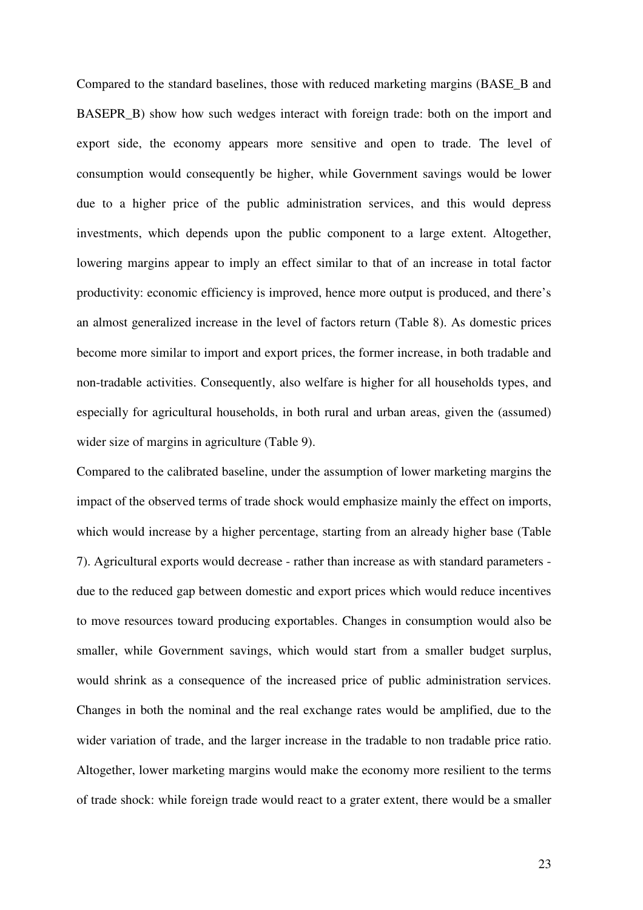Compared to the standard baselines, those with reduced marketing margins (BASE_B and BASEPR_B) show how such wedges interact with foreign trade: both on the import and export side, the economy appears more sensitive and open to trade. The level of consumption would consequently be higher, while Government savings would be lower due to a higher price of the public administration services, and this would depress investments, which depends upon the public component to a large extent. Altogether, lowering margins appear to imply an effect similar to that of an increase in total factor productivity: economic efficiency is improved, hence more output is produced, and there's an almost generalized increase in the level of factors return (Table 8). As domestic prices become more similar to import and export prices, the former increase, in both tradable and non-tradable activities. Consequently, also welfare is higher for all households types, and especially for agricultural households, in both rural and urban areas, given the (assumed) wider size of margins in agriculture (Table 9).

Compared to the calibrated baseline, under the assumption of lower marketing margins the impact of the observed terms of trade shock would emphasize mainly the effect on imports, which would increase by a higher percentage, starting from an already higher base (Table 7). Agricultural exports would decrease - rather than increase as with standard parameters - due to the reduced gap between domestic and export prices which would reduce incentives to move resources toward producing exportables. Changes in consumption would also be smaller, while Government savings, which would start from a smaller budget surplus, would shrink as a consequence of the increased price of public administration services. Changes in both the nominal and the real exchange rates would be amplified, due to the wider variation of trade, and the larger increase in the tradable to non tradable price ratio. Altogether, lower marketing margins would make the economy more resilient to the terms of trade shock: while foreign trade would react to a grater extent, there would be a smaller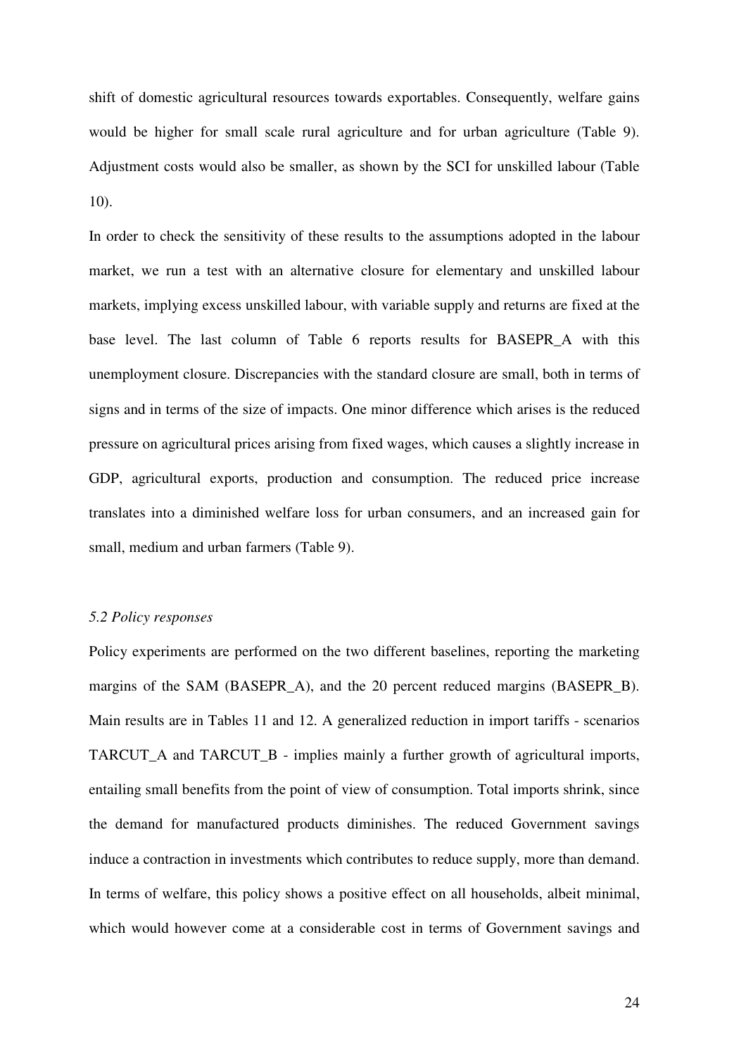shift of domestic agricultural resources towards exportables. Consequently, welfare gains would be higher for small scale rural agriculture and for urban agriculture (Table 9). Adjustment costs would also be smaller, as shown by the SCI for unskilled labour (Table 10).

In order to check the sensitivity of these results to the assumptions adopted in the labour market, we run a test with an alternative closure for elementary and unskilled labour markets, implying excess unskilled labour, with variable supply and returns are fixed at the base level. The last column of Table 6 reports results for BASEPR_A with this unemployment closure. Discrepancies with the standard closure are small, both in terms of signs and in terms of the size of impacts. One minor difference which arises is the reduced pressure on agricultural prices arising from fixed wages, which causes a slightly increase in GDP, agricultural exports, production and consumption. The reduced price increase translates into a diminished welfare loss for urban consumers, and an increased gain for small, medium and urban farmers (Table 9).

### *5.2 Policy responses*

Policy experiments are performed on the two different baselines, reporting the marketing margins of the SAM (BASEPR_A), and the 20 percent reduced margins (BASEPR_B). Main results are in Tables 11 and 12. A generalized reduction in import tariffs - scenarios TARCUT_A and TARCUT_B - implies mainly a further growth of agricultural imports, entailing small benefits from the point of view of consumption. Total imports shrink, since the demand for manufactured products diminishes. The reduced Government savings induce a contraction in investments which contributes to reduce supply, more than demand. In terms of welfare, this policy shows a positive effect on all households, albeit minimal, which would however come at a considerable cost in terms of Government savings and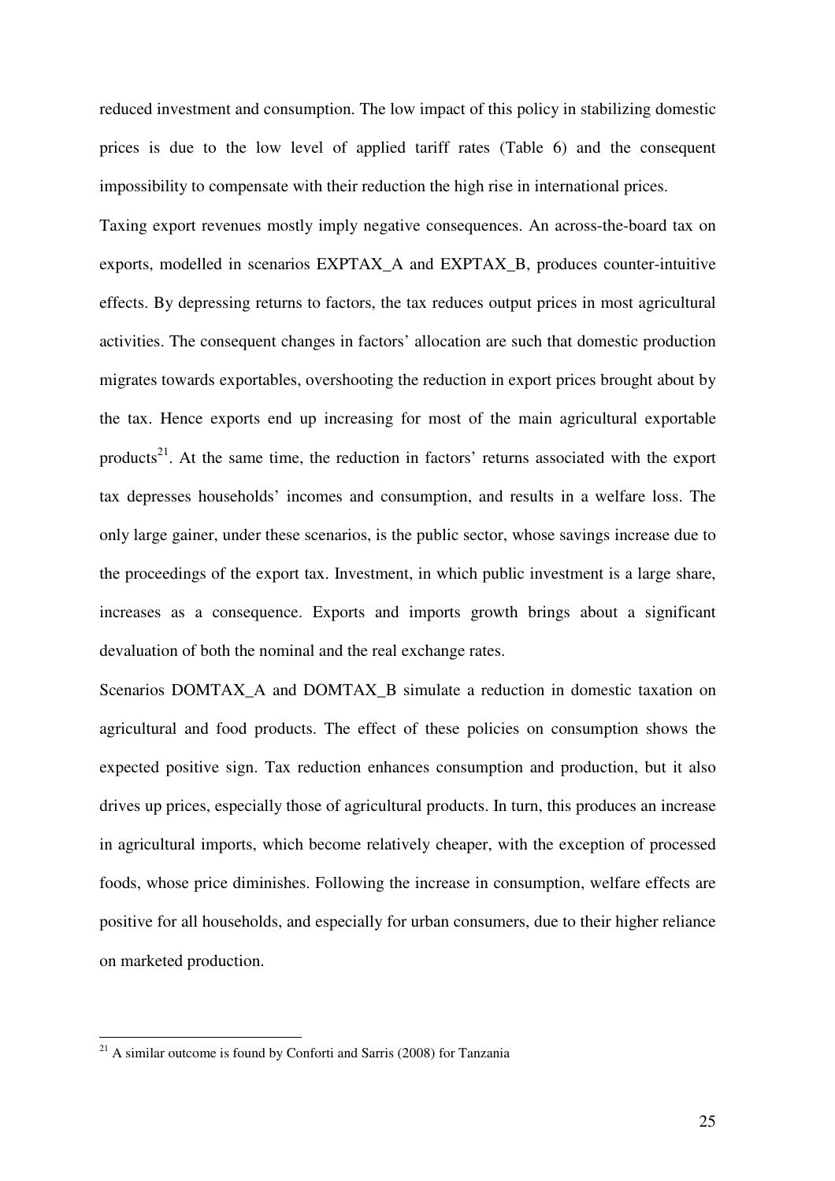reduced investment and consumption. The low impact of this policy in stabilizing domestic prices is due to the low level of applied tariff rates (Table 6) and the consequent impossibility to compensate with their reduction the high rise in international prices.

Taxing export revenues mostly imply negative consequences. An across-the-board tax on exports, modelled in scenarios EXPTAX_A and EXPTAX_B, produces counter-intuitive effects. By depressing returns to factors, the tax reduces output prices in most agricultural activities. The consequent changes in factors' allocation are such that domestic production migrates towards exportables, overshooting the reduction in export prices brought about by the tax. Hence exports end up increasing for most of the main agricultural exportable products[21]. At the same time, the reduction in factors' returns associated with the export tax depresses households' incomes and consumption, and results in a welfare loss. The only large gainer, under these scenarios, is the public sector, whose savings increase due to the proceedings of the export tax. Investment, in which public investment is a large share, increases as a consequence. Exports and imports growth brings about a significant devaluation of both the nominal and the real exchange rates.

Scenarios DOMTAX_A and DOMTAX_B simulate a reduction in domestic taxation on agricultural and food products. The effect of these policies on consumption shows the expected positive sign. Tax reduction enhances consumption and production, but it also drives up prices, especially those of agricultural products. In turn, this produces an increase in agricultural imports, which become relatively cheaper, with the exception of processed foods, whose price diminishes. Following the increase in consumption, welfare effects are positive for all households, and especially for urban consumers, due to their higher reliance on marketed production.

---

[21] A similar outcome is found by Conforti and Sarris (2008) for Tanzania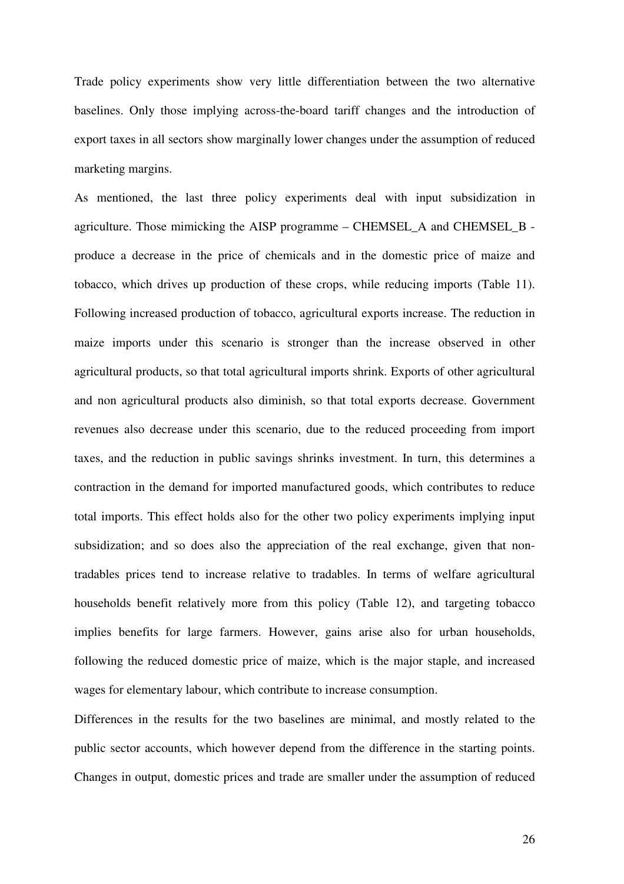Trade policy experiments show very little differentiation between the two alternative baselines. Only those implying across-the-board tariff changes and the introduction of export taxes in all sectors show marginally lower changes under the assumption of reduced marketing margins.

As mentioned, the last three policy experiments deal with input subsidization in agriculture. Those mimicking the AISP programme – CHEMSEL_A and CHEMSEL_B - produce a decrease in the price of chemicals and in the domestic price of maize and tobacco, which drives up production of these crops, while reducing imports (Table 11). Following increased production of tobacco, agricultural exports increase. The reduction in maize imports under this scenario is stronger than the increase observed in other agricultural products, so that total agricultural imports shrink. Exports of other agricultural and non agricultural products also diminish, so that total exports decrease. Government revenues also decrease under this scenario, due to the reduced proceeding from import taxes, and the reduction in public savings shrinks investment. In turn, this determines a contraction in the demand for imported manufactured goods, which contributes to reduce total imports. This effect holds also for the other two policy experiments implying input subsidization; and so does also the appreciation of the real exchange, given that non-tradables prices tend to increase relative to tradables. In terms of welfare agricultural households benefit relatively more from this policy (Table 12), and targeting tobacco implies benefits for large farmers. However, gains arise also for urban households, following the reduced domestic price of maize, which is the major staple, and increased wages for elementary labour, which contribute to increase consumption.

Differences in the results for the two baselines are minimal, and mostly related to the public sector accounts, which however depend from the difference in the starting points. Changes in output, domestic prices and trade are smaller under the assumption of reduced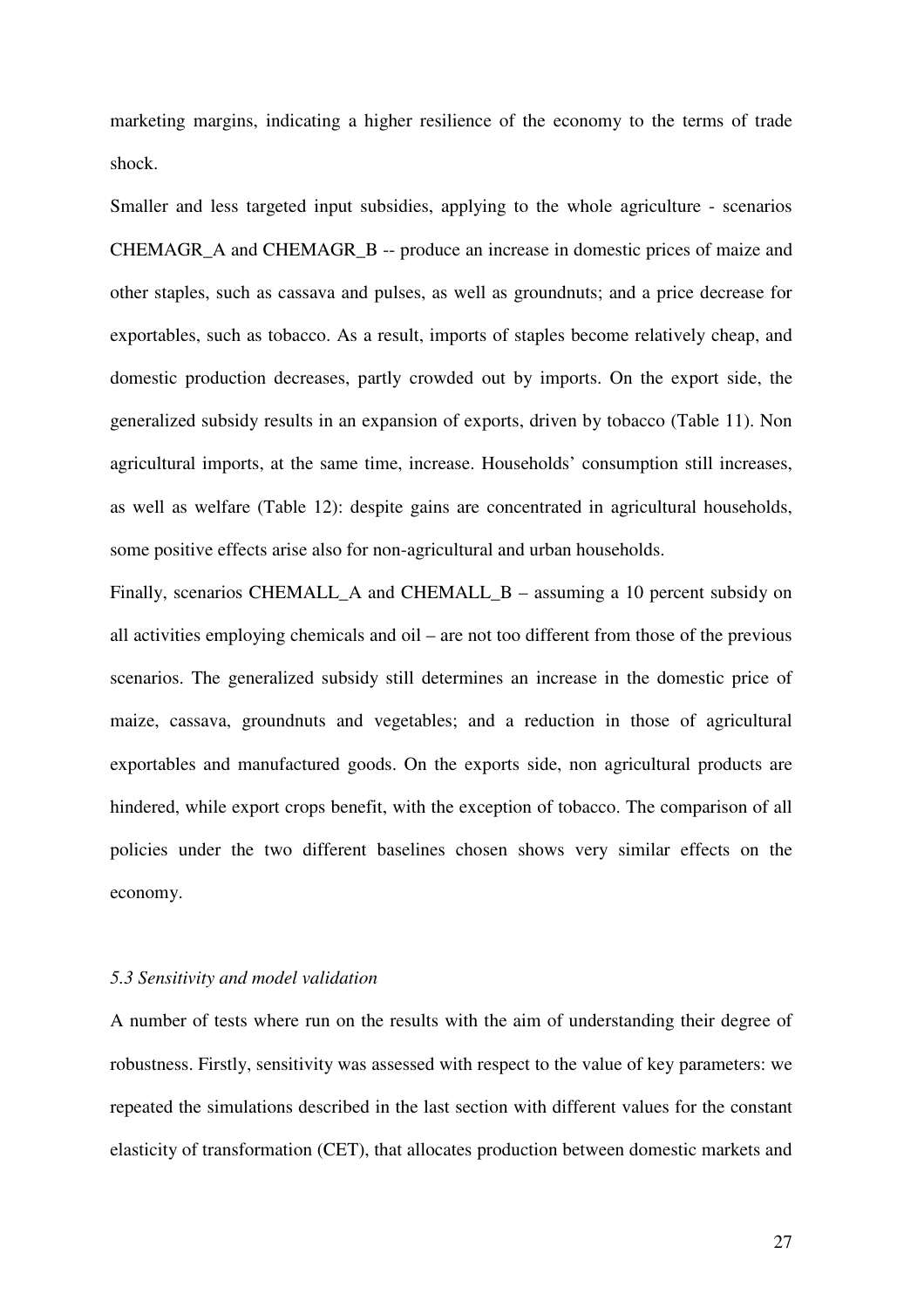marketing margins, indicating a higher resilience of the economy to the terms of trade shock.

Smaller and less targeted input subsidies, applying to the whole agriculture - scenarios CHEMAGR_A and CHEMAGR_B -- produce an increase in domestic prices of maize and other staples, such as cassava and pulses, as well as groundnuts; and a price decrease for exportables, such as tobacco. As a result, imports of staples become relatively cheap, and domestic production decreases, partly crowded out by imports. On the export side, the generalized subsidy results in an expansion of exports, driven by tobacco (Table 11). Non agricultural imports, at the same time, increase. Households' consumption still increases, as well as welfare (Table 12): despite gains are concentrated in agricultural households, some positive effects arise also for non-agricultural and urban households.

Finally, scenarios CHEMALL_A and CHEMALL_B – assuming a 10 percent subsidy on all activities employing chemicals and oil – are not too different from those of the previous scenarios. The generalized subsidy still determines an increase in the domestic price of maize, cassava, groundnuts and vegetables; and a reduction in those of agricultural exportables and manufactured goods. On the exports side, non agricultural products are hindered, while export crops benefit, with the exception of tobacco. The comparison of all policies under the two different baselines chosen shows very similar effects on the economy.

### *5.3 Sensitivity and model validation*

A number of tests where run on the results with the aim of understanding their degree of robustness. Firstly, sensitivity was assessed with respect to the value of key parameters: we repeated the simulations described in the last section with different values for the constant elasticity of transformation (CET), that allocates production between domestic markets and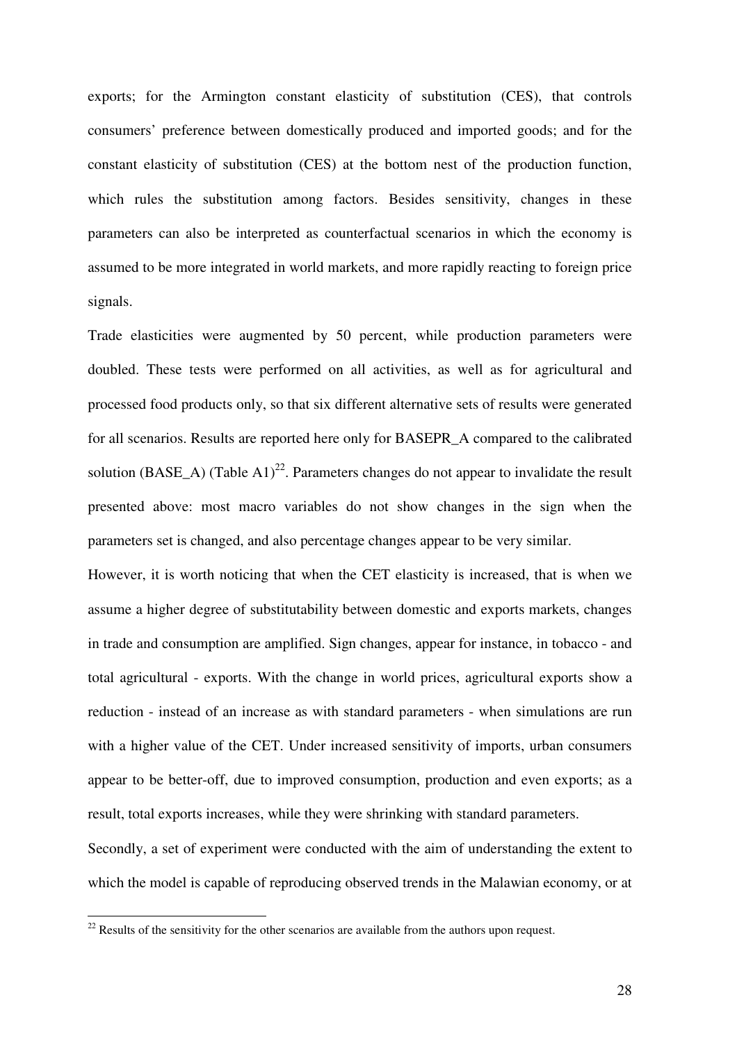exports; for the Armington constant elasticity of substitution (CES), that controls consumers' preference between domestically produced and imported goods; and for the constant elasticity of substitution (CES) at the bottom nest of the production function, which rules the substitution among factors. Besides sensitivity, changes in these parameters can also be interpreted as counterfactual scenarios in which the economy is assumed to be more integrated in world markets, and more rapidly reacting to foreign price signals.

Trade elasticities were augmented by 50 percent, while production parameters were doubled. These tests were performed on all activities, as well as for agricultural and processed food products only, so that six different alternative sets of results were generated for all scenarios. Results are reported here only for BASEPR_A compared to the calibrated solution (BASE_A) (Table A1)[22]. Parameters changes do not appear to invalidate the result presented above: most macro variables do not show changes in the sign when the parameters set is changed, and also percentage changes appear to be very similar.

However, it is worth noticing that when the CET elasticity is increased, that is when we assume a higher degree of substitutability between domestic and exports markets, changes in trade and consumption are amplified. Sign changes, appear for instance, in tobacco - and total agricultural - exports. With the change in world prices, agricultural exports show a reduction - instead of an increase as with standard parameters - when simulations are run with a higher value of the CET. Under increased sensitivity of imports, urban consumers appear to be better-off, due to improved consumption, production and even exports; as a result, total exports increases, while they were shrinking with standard parameters.

Secondly, a set of experiment were conducted with the aim of understanding the extent to which the model is capable of reproducing observed trends in the Malawian economy, or at

[22] Results of the sensitivity for the other scenarios are available from the authors upon request.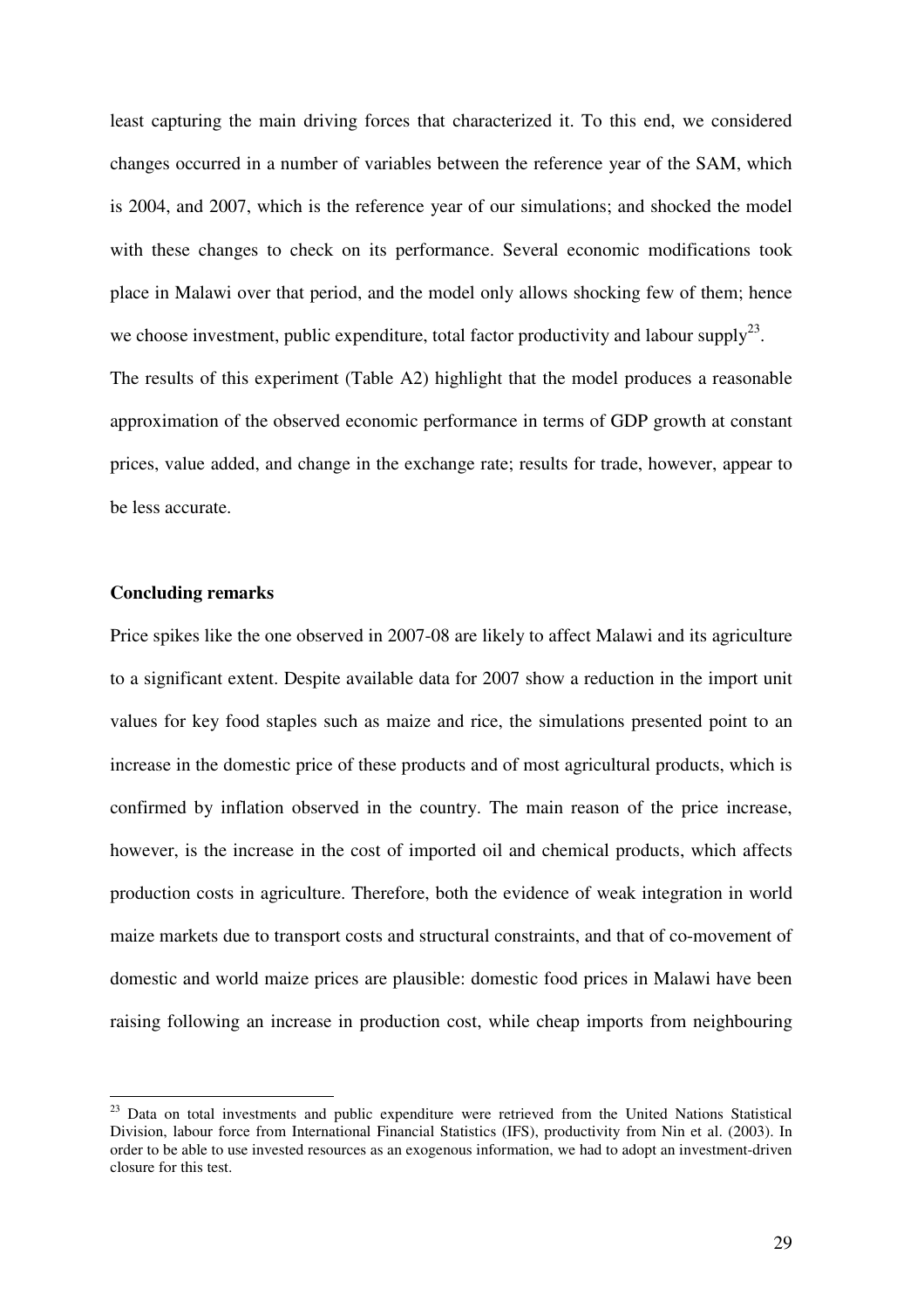least capturing the main driving forces that characterized it. To this end, we considered changes occurred in a number of variables between the reference year of the SAM, which is 2004, and 2007, which is the reference year of our simulations; and shocked the model with these changes to check on its performance. Several economic modifications took place in Malawi over that period, and the model only allows shocking few of them; hence we choose investment, public expenditure, total factor productivity and labour supply[23].

The results of this experiment (Table A2) highlight that the model produces a reasonable approximation of the observed economic performance in terms of GDP growth at constant prices, value added, and change in the exchange rate; results for trade, however, appear to be less accurate.

**Concluding remarks**

Price spikes like the one observed in 2007-08 are likely to affect Malawi and its agriculture to a significant extent. Despite available data for 2007 show a reduction in the import unit values for key food staples such as maize and rice, the simulations presented point to an increase in the domestic price of these products and of most agricultural products, which is confirmed by inflation observed in the country. The main reason of the price increase, however, is the increase in the cost of imported oil and chemical products, which affects production costs in agriculture. Therefore, both the evidence of weak integration in world maize markets due to transport costs and structural constraints, and that of co-movement of domestic and world maize prices are plausible: domestic food prices in Malawi have been raising following an increase in production cost, while cheap imports from neighbouring

[23] Data on total investments and public expenditure were retrieved from the United Nations Statistical Division, labour force from International Financial Statistics (IFS), productivity from Nin et al. (2003). In order to be able to use invested resources as an exogenous information, we had to adopt an investment-driven closure for this test.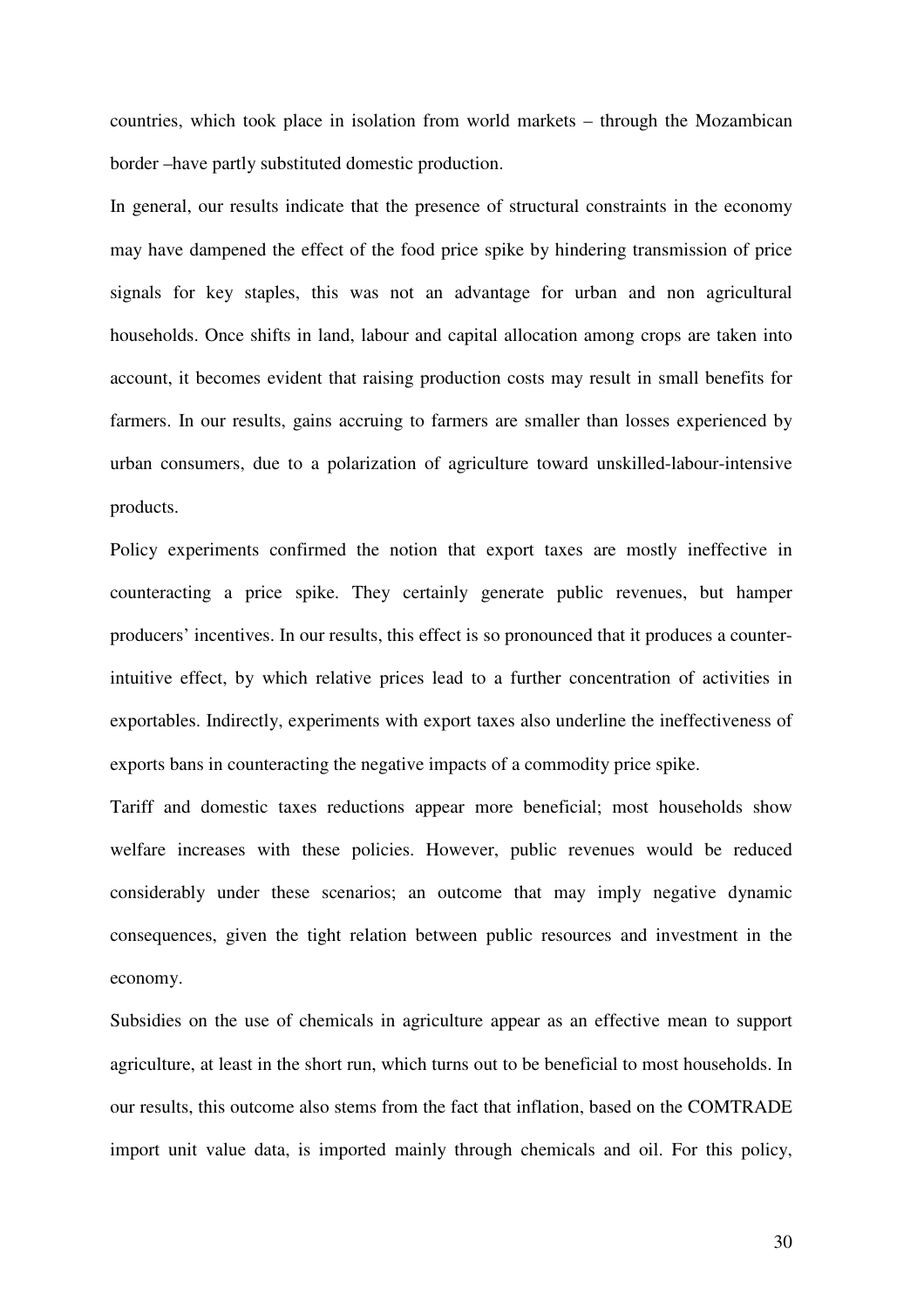countries, which took place in isolation from world markets – through the Mozambican border –have partly substituted domestic production.

In general, our results indicate that the presence of structural constraints in the economy may have dampened the effect of the food price spike by hindering transmission of price signals for key staples, this was not an advantage for urban and non agricultural households. Once shifts in land, labour and capital allocation among crops are taken into account, it becomes evident that raising production costs may result in small benefits for farmers. In our results, gains accruing to farmers are smaller than losses experienced by urban consumers, due to a polarization of agriculture toward unskilled-labour-intensive products.

Policy experiments confirmed the notion that export taxes are mostly ineffective in counteracting a price spike. They certainly generate public revenues, but hamper producers' incentives. In our results, this effect is so pronounced that it produces a counter-intuitive effect, by which relative prices lead to a further concentration of activities in exportables. Indirectly, experiments with export taxes also underline the ineffectiveness of exports bans in counteracting the negative impacts of a commodity price spike.

Tariff and domestic taxes reductions appear more beneficial; most households show welfare increases with these policies. However, public revenues would be reduced considerably under these scenarios; an outcome that may imply negative dynamic consequences, given the tight relation between public resources and investment in the economy.

Subsidies on the use of chemicals in agriculture appear as an effective mean to support agriculture, at least in the short run, which turns out to be beneficial to most households. In our results, this outcome also stems from the fact that inflation, based on the COMTRADE import unit value data, is imported mainly through chemicals and oil. For this policy,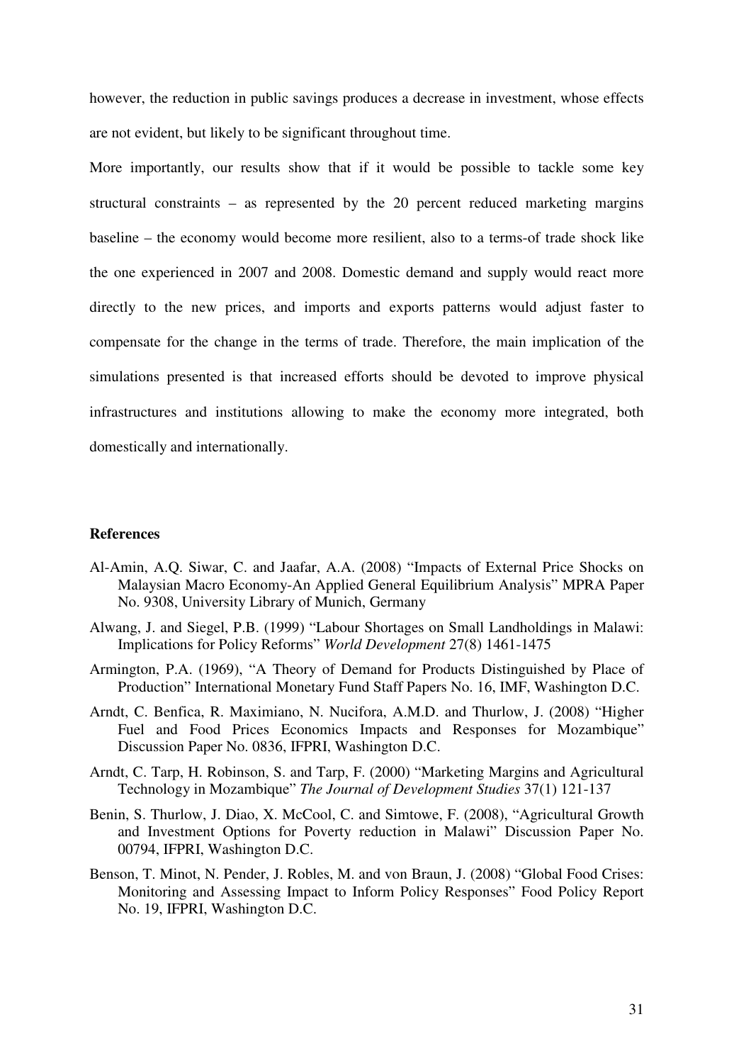however, the reduction in public savings produces a decrease in investment, whose effects are not evident, but likely to be significant throughout time.

More importantly, our results show that if it would be possible to tackle some key structural constraints – as represented by the 20 percent reduced marketing margins baseline – the economy would become more resilient, also to a terms-of trade shock like the one experienced in 2007 and 2008. Domestic demand and supply would react more directly to the new prices, and imports and exports patterns would adjust faster to compensate for the change in the terms of trade. Therefore, the main implication of the simulations presented is that increased efforts should be devoted to improve physical infrastructures and institutions allowing to make the economy more integrated, both domestically and internationally.

### References

Al-Amin, A.Q. Siwar, C. and Jaafar, A.A. (2008) "Impacts of External Price Shocks on Malaysian Macro Economy-An Applied General Equilibrium Analysis" MPRA Paper No. 9308, University Library of Munich, Germany

Alwang, J. and Siegel, P.B. (1999) "Labour Shortages on Small Landholdings in Malawi: Implications for Policy Reforms" *World Development* 27(8) 1461-1475

Armington, P.A. (1969), "A Theory of Demand for Products Distinguished by Place of Production" International Monetary Fund Staff Papers No. 16, IMF, Washington D.C.

Arndt, C. Benfica, R. Maximiano, N. Nucifora, A.M.D. and Thurlow, J. (2008) "Higher Fuel and Food Prices Economics Impacts and Responses for Mozambique" Discussion Paper No. 0836, IFPRI, Washington D.C.

Arndt, C. Tarp, H. Robinson, S. and Tarp, F. (2000) "Marketing Margins and Agricultural Technology in Mozambique" *The Journal of Development Studies* 37(1) 121-137

Benin, S. Thurlow, J. Diao, X. McCool, C. and Simtowe, F. (2008), "Agricultural Growth and Investment Options for Poverty reduction in Malawi" Discussion Paper No. 00794, IFPRI, Washington D.C.

Benson, T. Minot, N. Pender, J. Robles, M. and von Braun, J. (2008) "Global Food Crises: Monitoring and Assessing Impact to Inform Policy Responses" Food Policy Report No. 19, IFPRI, Washington D.C.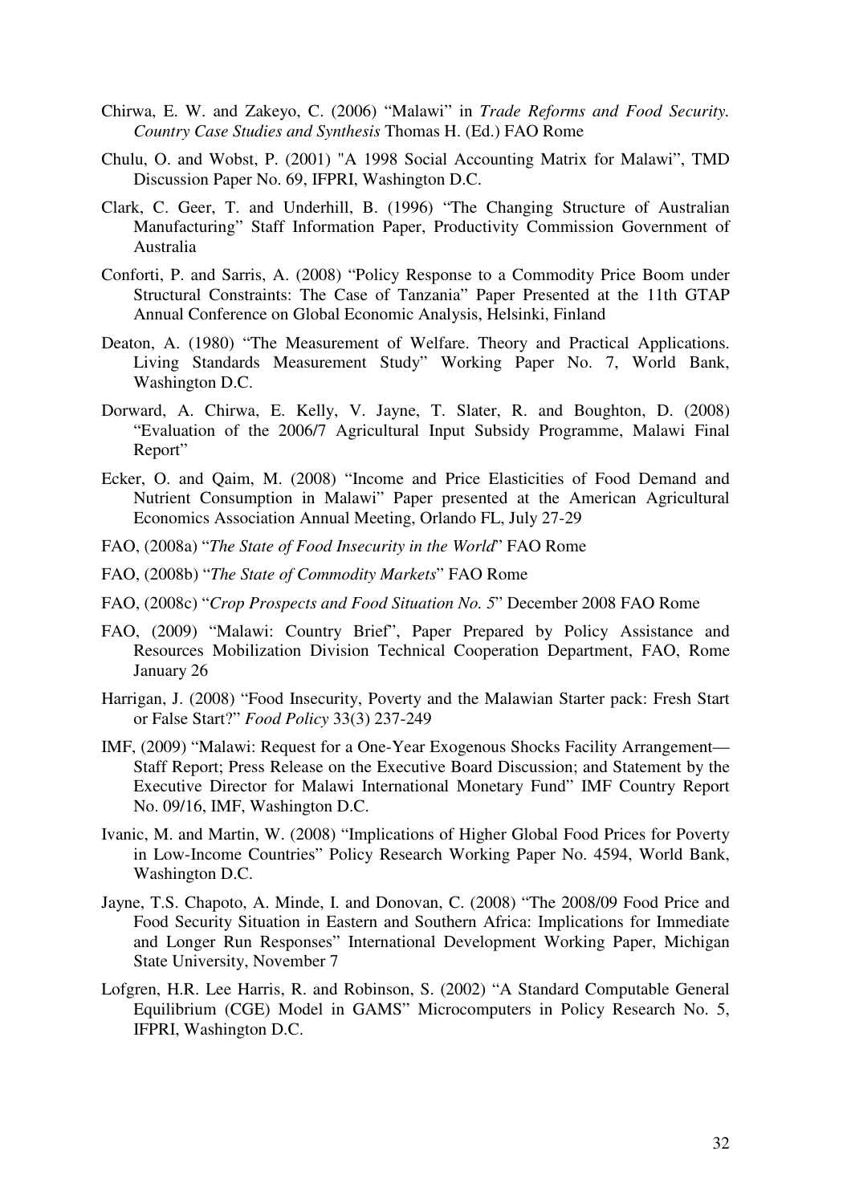Chirwa, E. W. and Zakeyo, C. (2006) "Malawi" in *Trade Reforms and Food Security. Country Case Studies and Synthesis* Thomas H. (Ed.) FAO Rome

Chulu, O. and Wobst, P. (2001) "A 1998 Social Accounting Matrix for Malawi", TMD Discussion Paper No. 69, IFPRI, Washington D.C.

Clark, C. Geer, T. and Underhill, B. (1996) "The Changing Structure of Australian Manufacturing" Staff Information Paper, Productivity Commission Government of Australia

Conforti, P. and Sarris, A. (2008) "Policy Response to a Commodity Price Boom under Structural Constraints: The Case of Tanzania" Paper Presented at the 11th GTAP Annual Conference on Global Economic Analysis, Helsinki, Finland

Deaton, A. (1980) "The Measurement of Welfare. Theory and Practical Applications. Living Standards Measurement Study" Working Paper No. 7, World Bank, Washington D.C.

Dorward, A. Chirwa, E. Kelly, V. Jayne, T. Slater, R. and Boughton, D. (2008) "Evaluation of the 2006/7 Agricultural Input Subsidy Programme, Malawi Final Report"

Ecker, O. and Qaim, M. (2008) "Income and Price Elasticities of Food Demand and Nutrient Consumption in Malawi" Paper presented at the American Agricultural Economics Association Annual Meeting, Orlando FL, July 27-29

FAO, (2008a) "*The State of Food Insecurity in the World*" FAO Rome

FAO, (2008b) "*The State of Commodity Markets*" FAO Rome

FAO, (2008c) "*Crop Prospects and Food Situation No. 5*" December 2008 FAO Rome

FAO, (2009) "Malawi: Country Brief", Paper Prepared by Policy Assistance and Resources Mobilization Division Technical Cooperation Department, FAO, Rome January 26

Harrigan, J. (2008) "Food Insecurity, Poverty and the Malawian Starter pack: Fresh Start or False Start?" *Food Policy* 33(3) 237-249

IMF, (2009) "Malawi: Request for a One-Year Exogenous Shocks Facility Arrangement—Staff Report; Press Release on the Executive Board Discussion; and Statement by the Executive Director for Malawi International Monetary Fund" IMF Country Report No. 09/16, IMF, Washington D.C.

Ivanic, M. and Martin, W. (2008) "Implications of Higher Global Food Prices for Poverty in Low-Income Countries" Policy Research Working Paper No. 4594, World Bank, Washington D.C.

Jayne, T.S. Chapoto, A. Minde, I. and Donovan, C. (2008) "The 2008/09 Food Price and Food Security Situation in Eastern and Southern Africa: Implications for Immediate and Longer Run Responses" International Development Working Paper, Michigan State University, November 7

Lofgren, H.R. Lee Harris, R. and Robinson, S. (2002) "A Standard Computable General Equilibrium (CGE) Model in GAMS" Microcomputers in Policy Research No. 5, IFPRI, Washington D.C.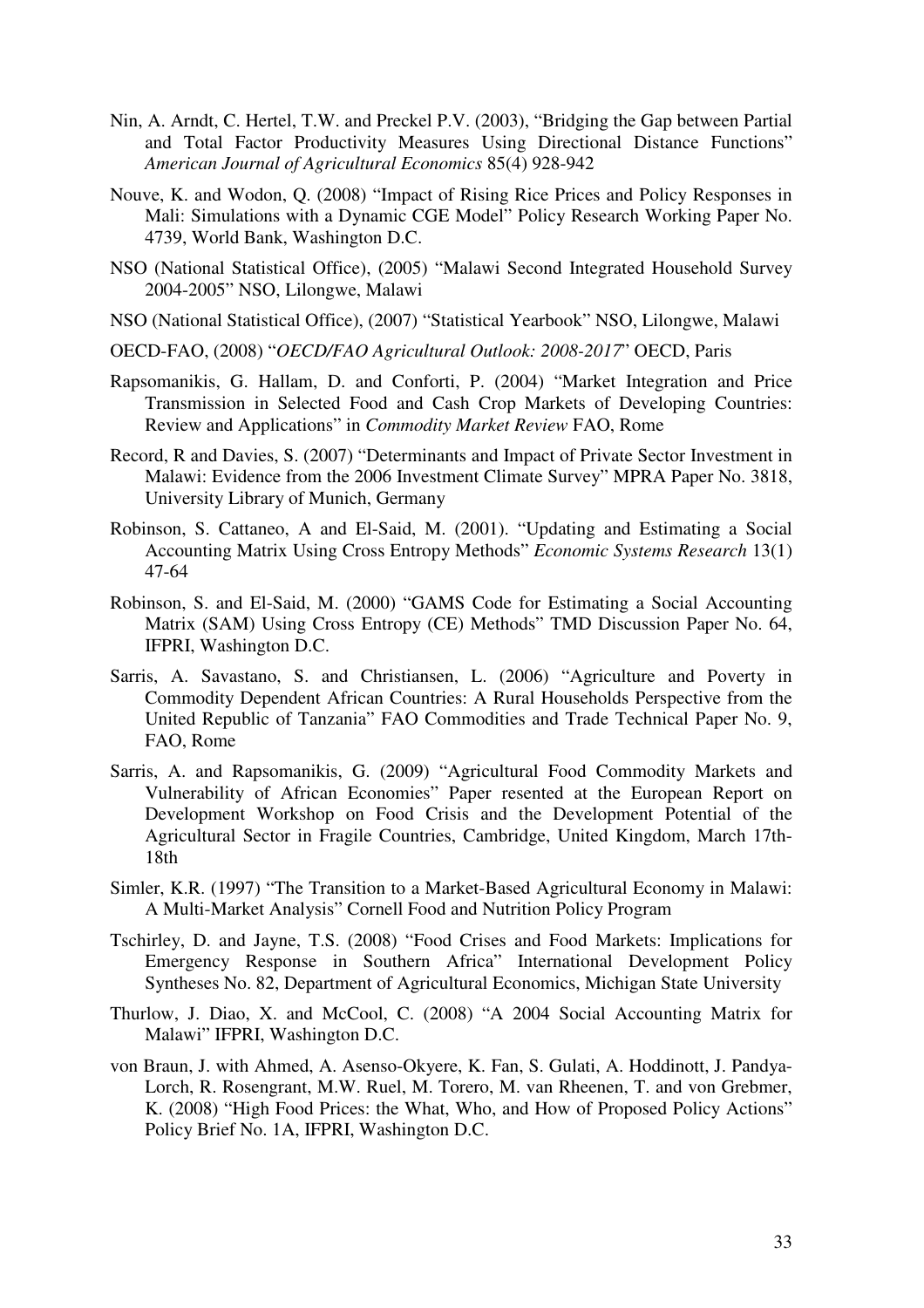Nin, A. Arndt, C. Hertel, T.W. and Preckel P.V. (2003), "Bridging the Gap between Partial and Total Factor Productivity Measures Using Directional Distance Functions" *American Journal of Agricultural Economics* 85(4) 928-942

Nouve, K. and Wodon, Q. (2008) "Impact of Rising Rice Prices and Policy Responses in Mali: Simulations with a Dynamic CGE Model" Policy Research Working Paper No. 4739, World Bank, Washington D.C.

NSO (National Statistical Office), (2005) "Malawi Second Integrated Household Survey 2004-2005" NSO, Lilongwe, Malawi

NSO (National Statistical Office), (2007) "Statistical Yearbook" NSO, Lilongwe, Malawi

OECD-FAO, (2008) "*OECD/FAO Agricultural Outlook: 2008-2017*" OECD, Paris

Rapsomanikis, G. Hallam, D. and Conforti, P. (2004) "Market Integration and Price Transmission in Selected Food and Cash Crop Markets of Developing Countries: Review and Applications" in *Commodity Market Review* FAO, Rome

Record, R and Davies, S. (2007) "Determinants and Impact of Private Sector Investment in Malawi: Evidence from the 2006 Investment Climate Survey" MPRA Paper No. 3818, University Library of Munich, Germany

Robinson, S. Cattaneo, A and El-Said, M. (2001). "Updating and Estimating a Social Accounting Matrix Using Cross Entropy Methods" *Economic Systems Research* 13(1) 47-64

Robinson, S. and El-Said, M. (2000) "GAMS Code for Estimating a Social Accounting Matrix (SAM) Using Cross Entropy (CE) Methods" TMD Discussion Paper No. 64, IFPRI, Washington D.C.

Sarris, A. Savastano, S. and Christiansen, L. (2006) "Agriculture and Poverty in Commodity Dependent African Countries: A Rural Households Perspective from the United Republic of Tanzania" FAO Commodities and Trade Technical Paper No. 9, FAO, Rome

Sarris, A. and Rapsomanikis, G. (2009) "Agricultural Food Commodity Markets and Vulnerability of African Economies" Paper resented at the European Report on Development Workshop on Food Crisis and the Development Potential of the Agricultural Sector in Fragile Countries, Cambridge, United Kingdom, March 17th-18th

Simler, K.R. (1997) "The Transition to a Market-Based Agricultural Economy in Malawi: A Multi-Market Analysis" Cornell Food and Nutrition Policy Program

Tschirley, D. and Jayne, T.S. (2008) "Food Crises and Food Markets: Implications for Emergency Response in Southern Africa" International Development Policy Syntheses No. 82, Department of Agricultural Economics, Michigan State University

Thurlow, J. Diao, X. and McCool, C. (2008) "A 2004 Social Accounting Matrix for Malawi" IFPRI, Washington D.C.

von Braun, J. with Ahmed, A. Asenso-Okyere, K. Fan, S. Gulati, A. Hoddinott, J. Pandya-Lorch, R. Rosengrant, M.W. Ruel, M. Torero, M. van Rheenen, T. and von Grebmer, K. (2008) "High Food Prices: the What, Who, and How of Proposed Policy Actions" Policy Brief No. 1A, IFPRI, Washington D.C.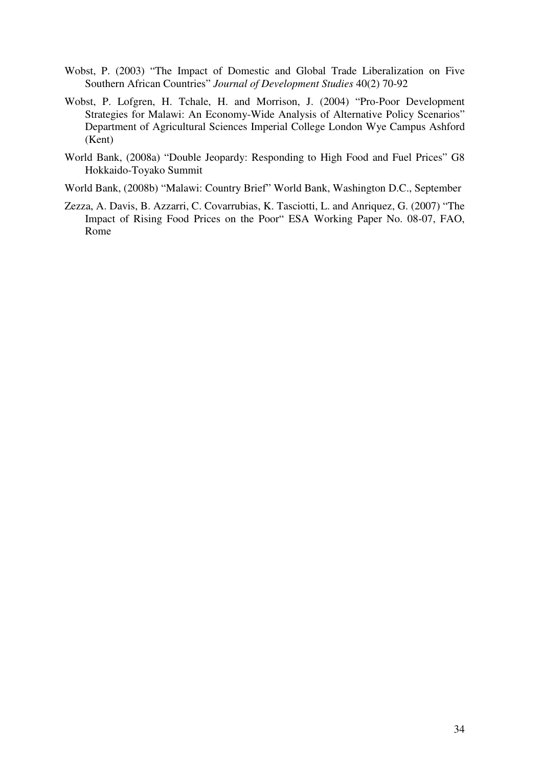Wobst, P. (2003) "The Impact of Domestic and Global Trade Liberalization on Five Southern African Countries" *Journal of Development Studies* 40(2) 70-92

Wobst, P. Lofgren, H. Tchale, H. and Morrison, J. (2004) "Pro-Poor Development Strategies for Malawi: An Economy-Wide Analysis of Alternative Policy Scenarios" Department of Agricultural Sciences Imperial College London Wye Campus Ashford (Kent)

World Bank, (2008a) "Double Jeopardy: Responding to High Food and Fuel Prices" G8 Hokkaido-Toyako Summit

World Bank, (2008b) "Malawi: Country Brief" World Bank, Washington D.C., September

Zezza, A. Davis, B. Azzarri, C. Covarrubias, K. Tasciotti, L. and Anriquez, G. (2007) "The Impact of Rising Food Prices on the Poor" ESA Working Paper No. 08-07, FAO, Rome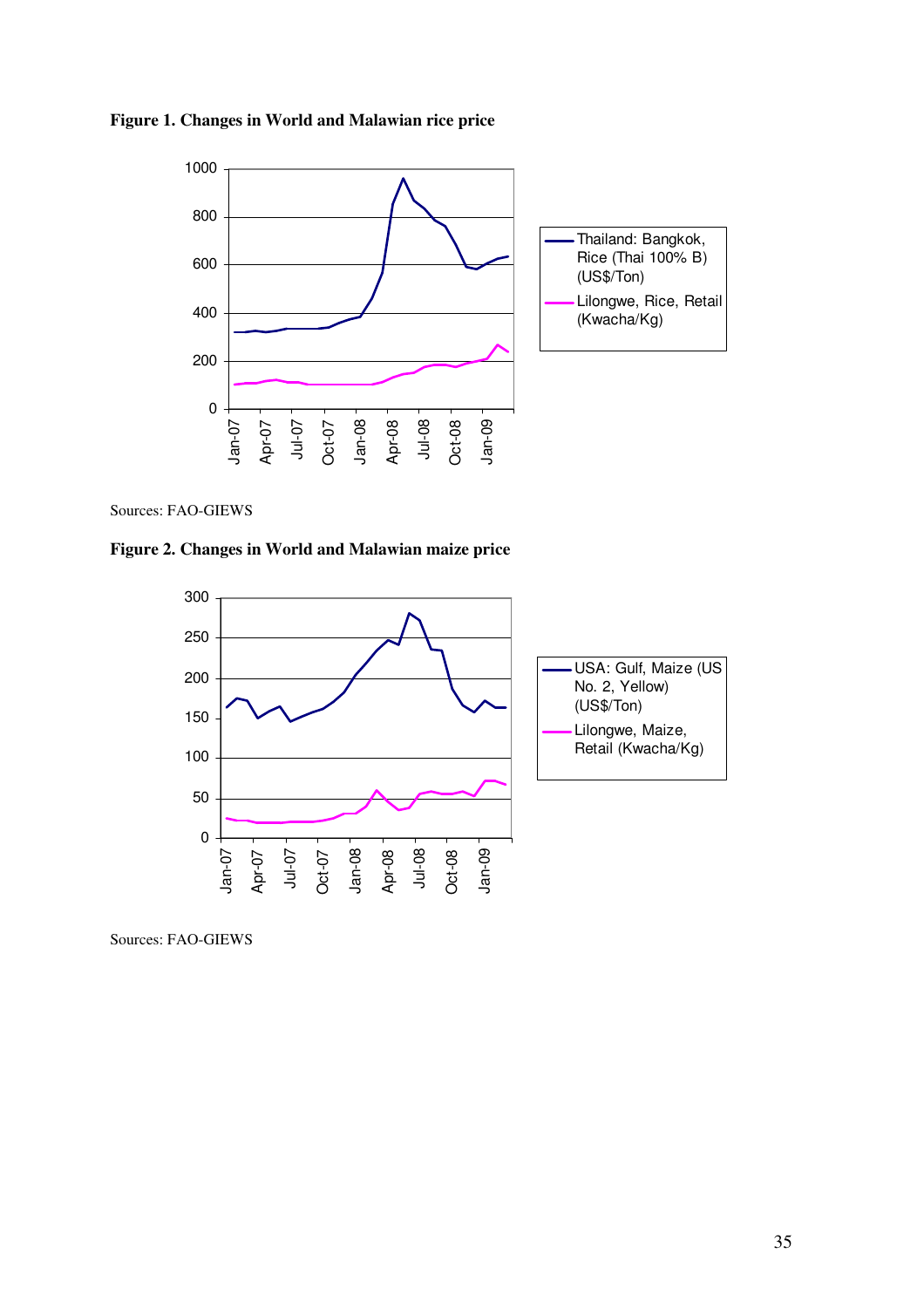**Figure 1. Changes in World and Malawian rice price**

Sources: FAO-GIEWS

**Figure 2. Changes in World and Malawian maize price**

Sources: FAO-GIEWS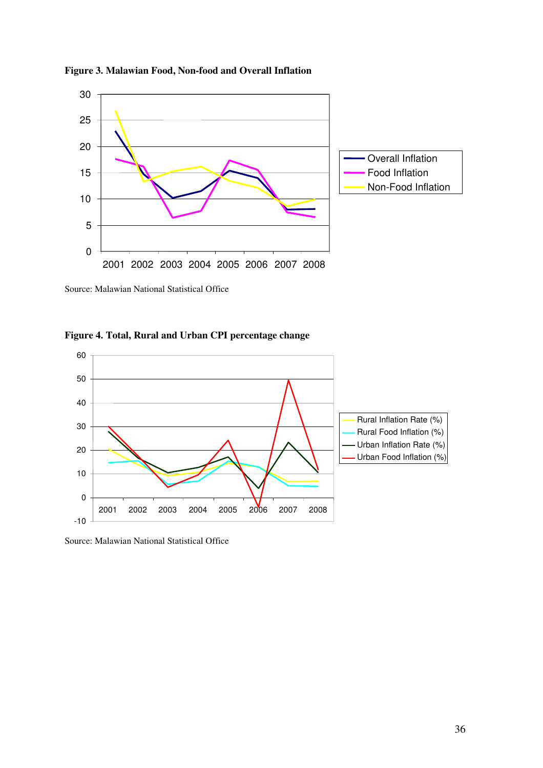**Figure 3. Malawian Food, Non-food and Overall Inflation**

Source: Malawian National Statistical Office

**Figure 4. Total, Rural and Urban CPI percentage change**

Source: Malawian National Statistical Office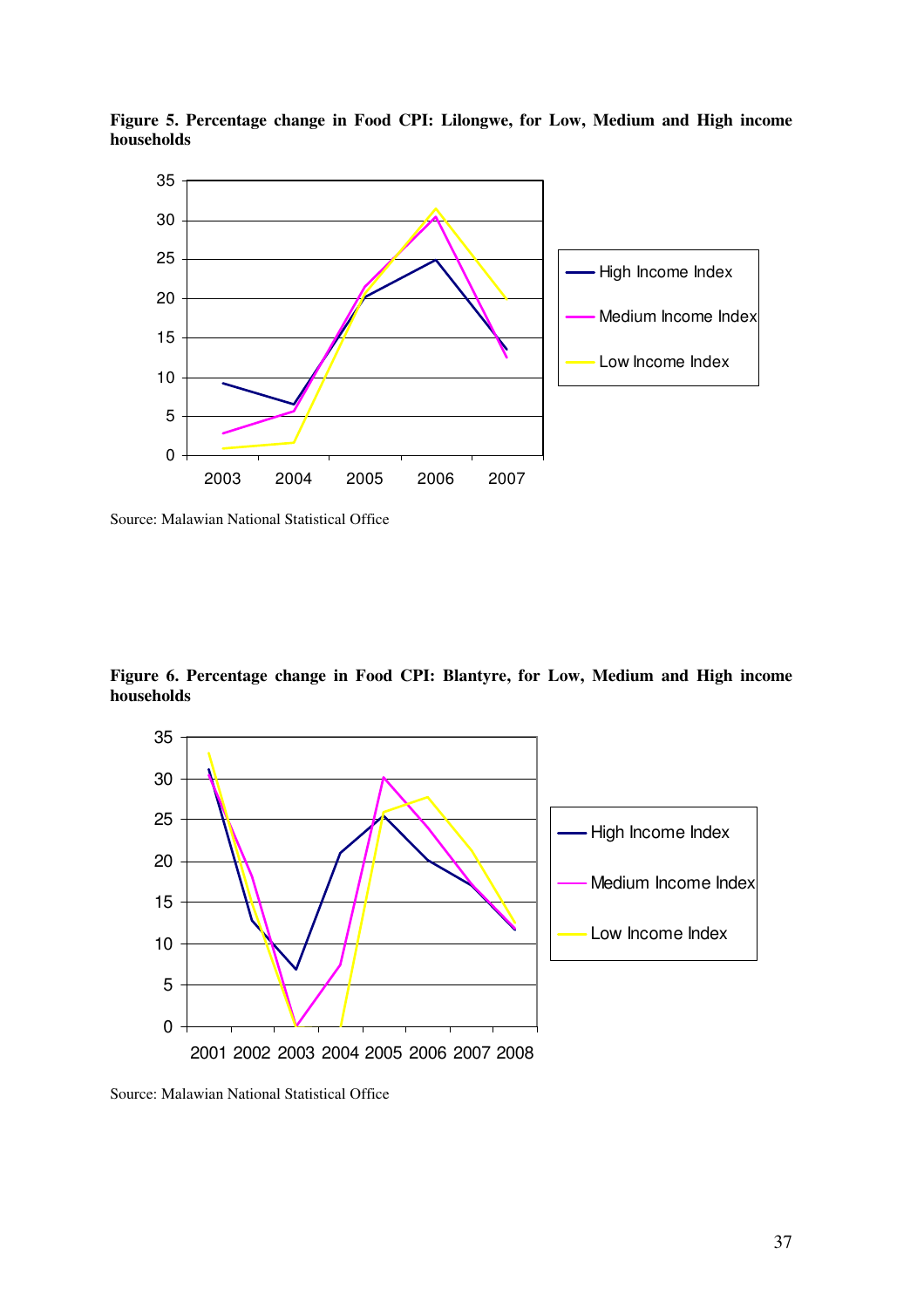**Figure 5. Percentage change in Food CPI: Lilongwe, for Low, Medium and High income households**

Source: Malawian National Statistical Office

**Figure 6. Percentage change in Food CPI: Blantyre, for Low, Medium and High income households**

Source: Malawian National Statistical Office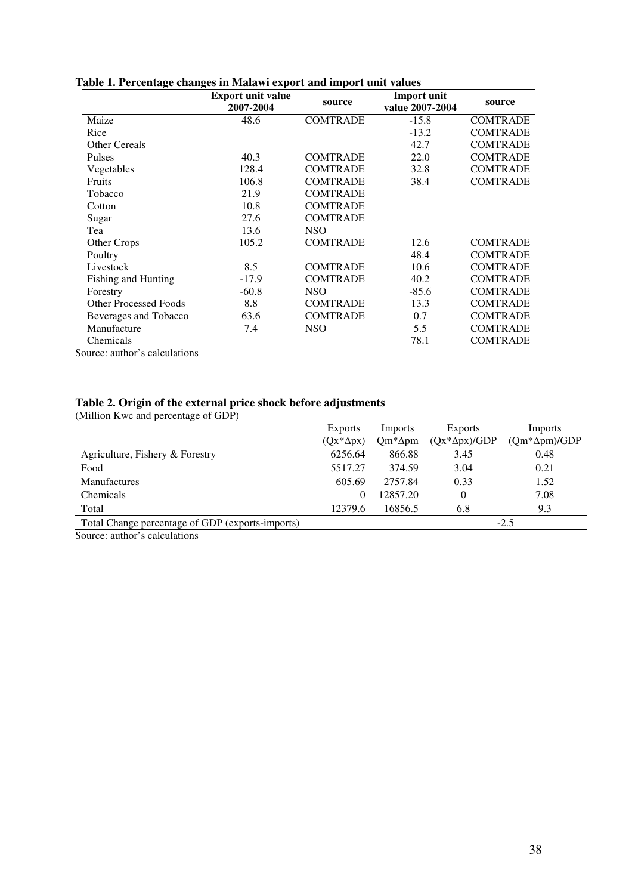**Table 1. Percentage changes in Malawi export and import unit values**

| | Export unit value 2007-2004 | source | Import unit value 2007-2004 | source |
|---|---|---|---|---|
| Maize | 48.6 | COMTRADE | -15.8 | COMTRADE |
| Rice | | | -13.2 | COMTRADE |
| Other Cereals | | | 42.7 | COMTRADE |
| Pulses | 40.3 | COMTRADE | 22.0 | COMTRADE |
| Vegetables | 128.4 | COMTRADE | 32.8 | COMTRADE |
| Fruits | 106.8 | COMTRADE | 38.4 | COMTRADE |
| Tobacco | 21.9 | COMTRADE | | |
| Cotton | 10.8 | COMTRADE | | |
| Sugar | 27.6 | COMTRADE | | |
| Tea | 13.6 | NSO | | |
| Other Crops | 105.2 | COMTRADE | 12.6 | COMTRADE |
| Poultry | | | 48.4 | COMTRADE |
| Livestock | 8.5 | COMTRADE | 10.6 | COMTRADE |
| Fishing and Hunting | -17.9 | COMTRADE | 40.2 | COMTRADE |
| Forestry | -60.8 | NSO | -85.6 | COMTRADE |
| Other Processed Foods | 8.8 | COMTRADE | 13.3 | COMTRADE |
| Beverages and Tobacco | 63.6 | COMTRADE | 0.7 | COMTRADE |
| Manufacture | 7.4 | NSO | 5.5 | COMTRADE |
| Chemicals | | | 78.1 | COMTRADE |

Source: author's calculations

**Table 2. Origin of the external price shock before adjustments**

(Million Kwc and percentage of GDP)

| | Exports $(Qx*\Delta px)$ | Imports $Qm*\Delta pm$ | Exports $(Qx*\Delta px)/GDP$ | Imports $(Qm*\Delta pm)/GDP$ |
|---|---|---|---|---|
| Agriculture, Fishery & Forestry | 6256.64 | 866.88 | 3.45 | 0.48 |
| Food | 5517.27 | 374.59 | 3.04 | 0.21 |
| Manufactures | 605.69 | 2757.84 | 0.33 | 1.52 |
| Chemicals | 0 | 12857.20 | 0 | 7.08 |
| Total | 12379.6 | 16856.5 | 6.8 | 9.3 |
| Total Change percentage of GDP (exports-imports) | | | -2.5 | |

Source: author's calculations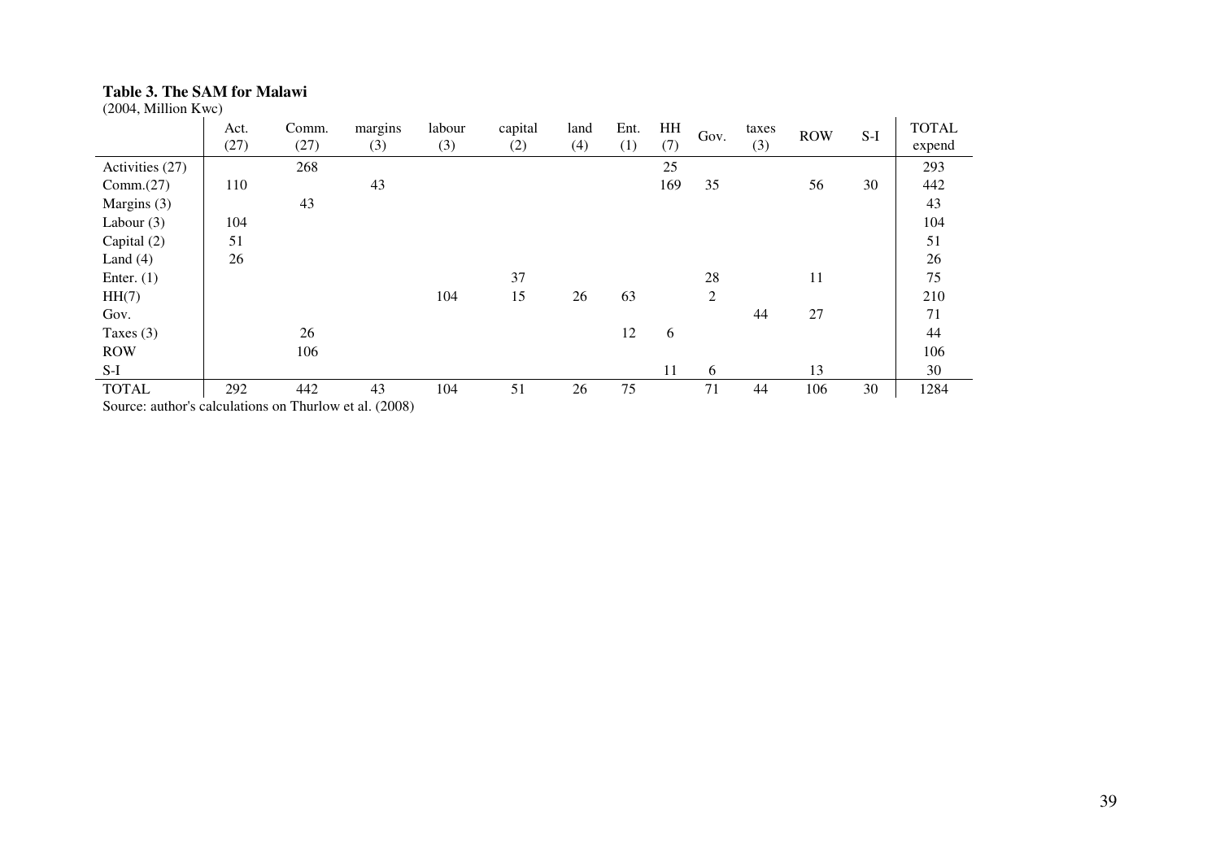**Table 3. The SAM for Malawi**

(2004, Million Kwc)

| | Act. (27) | Comm. (27) | margins (3) | labour (3) | capital (2) | land (4) | Ent. (1) | HH (7) | Gov. | taxes (3) | ROW | S-I | TOTAL expend |
|---|---|---|---|---|---|---|---|---|---|---|---|---|---|
| Activities (27) | | 268 | | | | | | 25 | | | | | 293 |
| Comm.(27) | 110 | | 43 | | | | | 169 | 35 | | 56 | 30 | 442 |
| Margins (3) | | 43 | | | | | | | | | | | 43 |
| Labour (3) | 104 | | | | | | | | | | | | 104 |
| Capital (2) | 51 | | | | | | | | | | | | 51 |
| Land (4) | 26 | | | | | | | | | | | | 26 |
| Enter. (1) | | | | | 37 | | | | 28 | | 11 | | 75 |
| HH(7) | | | | 104 | 15 | 26 | 63 | | 2 | | | | 210 |
| Gov. | | | | | | | | | | 44 | 27 | | 71 |
| Taxes (3) | | 26 | | | | | 12 | 6 | | | | | 44 |
| ROW | | 106 | | | | | | | | | | | 106 |
| S-I | | | | | | | | 11 | 6 | | 13 | | 30 |
| TOTAL | 292 | 442 | 43 | 104 | 51 | 26 | 75 | | 71 | 44 | 106 | 30 | 1284 |

Source: author's calculations on Thurlow et al. (2008)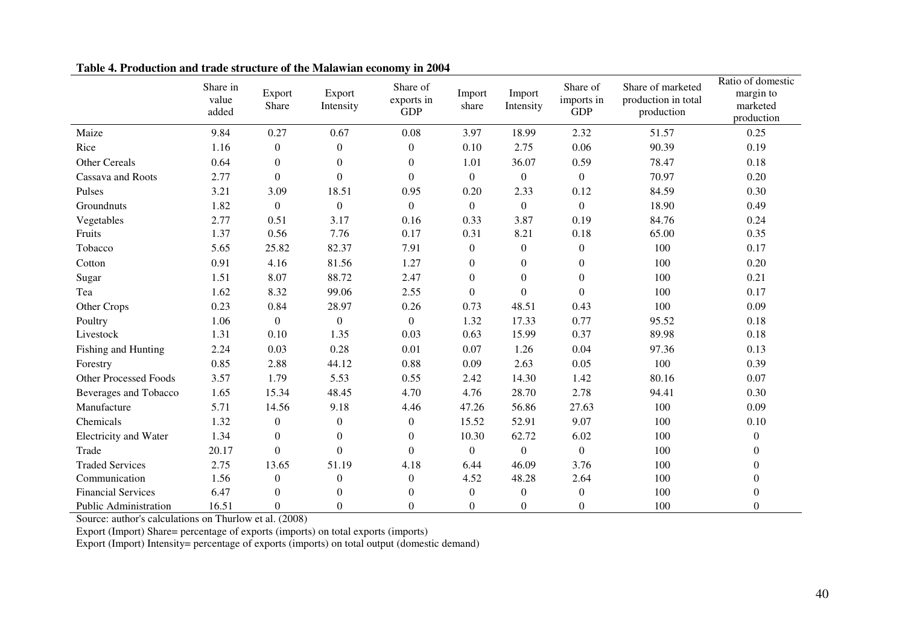**Table 4. Production and trade structure of the Malawian economy in 2004**

| | Share in value added | Export Share | Export Intensity | Share of exports in GDP | Import share | Import Intensity | Share of imports in GDP | Share of marketed production in total production | Ratio of domestic margin to marketed production |
|---|---|---|---|---|---|---|---|---|---|
| Maize | 9.84 | 0.27 | 0.67 | 0.08 | 3.97 | 18.99 | 2.32 | 51.57 | 0.25 |
| Rice | 1.16 | 0 | 0 | 0 | 0.10 | 2.75 | 0.06 | 90.39 | 0.19 |
| Other Cereals | 0.64 | 0 | 0 | 0 | 1.01 | 36.07 | 0.59 | 78.47 | 0.18 |
| Cassava and Roots | 2.77 | 0 | 0 | 0 | 0 | 0 | 0 | 70.97 | 0.20 |
| Pulses | 3.21 | 3.09 | 18.51 | 0.95 | 0.20 | 2.33 | 0.12 | 84.59 | 0.30 |
| Groundnuts | 1.82 | 0 | 0 | 0 | 0 | 0 | 0 | 18.90 | 0.49 |
| Vegetables | 2.77 | 0.51 | 3.17 | 0.16 | 0.33 | 3.87 | 0.19 | 84.76 | 0.24 |
| Fruits | 1.37 | 0.56 | 7.76 | 0.17 | 0.31 | 8.21 | 0.18 | 65.00 | 0.35 |
| Tobacco | 5.65 | 25.82 | 82.37 | 7.91 | 0 | 0 | 0 | 100 | 0.17 |
| Cotton | 0.91 | 4.16 | 81.56 | 1.27 | 0 | 0 | 0 | 100 | 0.20 |
| Sugar | 1.51 | 8.07 | 88.72 | 2.47 | 0 | 0 | 0 | 100 | 0.21 |
| Tea | 1.62 | 8.32 | 99.06 | 2.55 | 0 | 0 | 0 | 100 | 0.17 |
| Other Crops | 0.23 | 0.84 | 28.97 | 0.26 | 0.73 | 48.51 | 0.43 | 100 | 0.09 |
| Poultry | 1.06 | 0 | 0 | 0 | 1.32 | 17.33 | 0.77 | 95.52 | 0.18 |
| Livestock | 1.31 | 0.10 | 1.35 | 0.03 | 0.63 | 15.99 | 0.37 | 89.98 | 0.18 |
| Fishing and Hunting | 2.24 | 0.03 | 0.28 | 0.01 | 0.07 | 1.26 | 0.04 | 97.36 | 0.13 |
| Forestry | 0.85 | 2.88 | 44.12 | 0.88 | 0.09 | 2.63 | 0.05 | 100 | 0.39 |
| Other Processed Foods | 3.57 | 1.79 | 5.53 | 0.55 | 2.42 | 14.30 | 1.42 | 80.16 | 0.07 |
| Beverages and Tobacco | 1.65 | 15.34 | 48.45 | 4.70 | 4.76 | 28.70 | 2.78 | 94.41 | 0.30 |
| Manufacture | 5.71 | 14.56 | 9.18 | 4.46 | 47.26 | 56.86 | 27.63 | 100 | 0.09 |
| Chemicals | 1.32 | 0 | 0 | 0 | 15.52 | 52.91 | 9.07 | 100 | 0.10 |
| Electricity and Water | 1.34 | 0 | 0 | 0 | 10.30 | 62.72 | 6.02 | 100 | 0 |
| Trade | 20.17 | 0 | 0 | 0 | 0 | 0 | 0 | 100 | 0 |
| Traded Services | 2.75 | 13.65 | 51.19 | 4.18 | 6.44 | 46.09 | 3.76 | 100 | 0 |
| Communication | 1.56 | 0 | 0 | 0 | 4.52 | 48.28 | 2.64 | 100 | 0 |
| Financial Services | 6.47 | 0 | 0 | 0 | 0 | 0 | 0 | 100 | 0 |
| Public Administration | 16.51 | 0 | 0 | 0 | 0 | 0 | 0 | 100 | 0 |

Source: author's calculations on Thurlow et al. (2008)

Export (Import) Share= percentage of exports (imports) on total exports (imports)

Export (Import) Intensity= percentage of exports (imports) on total output (domestic demand)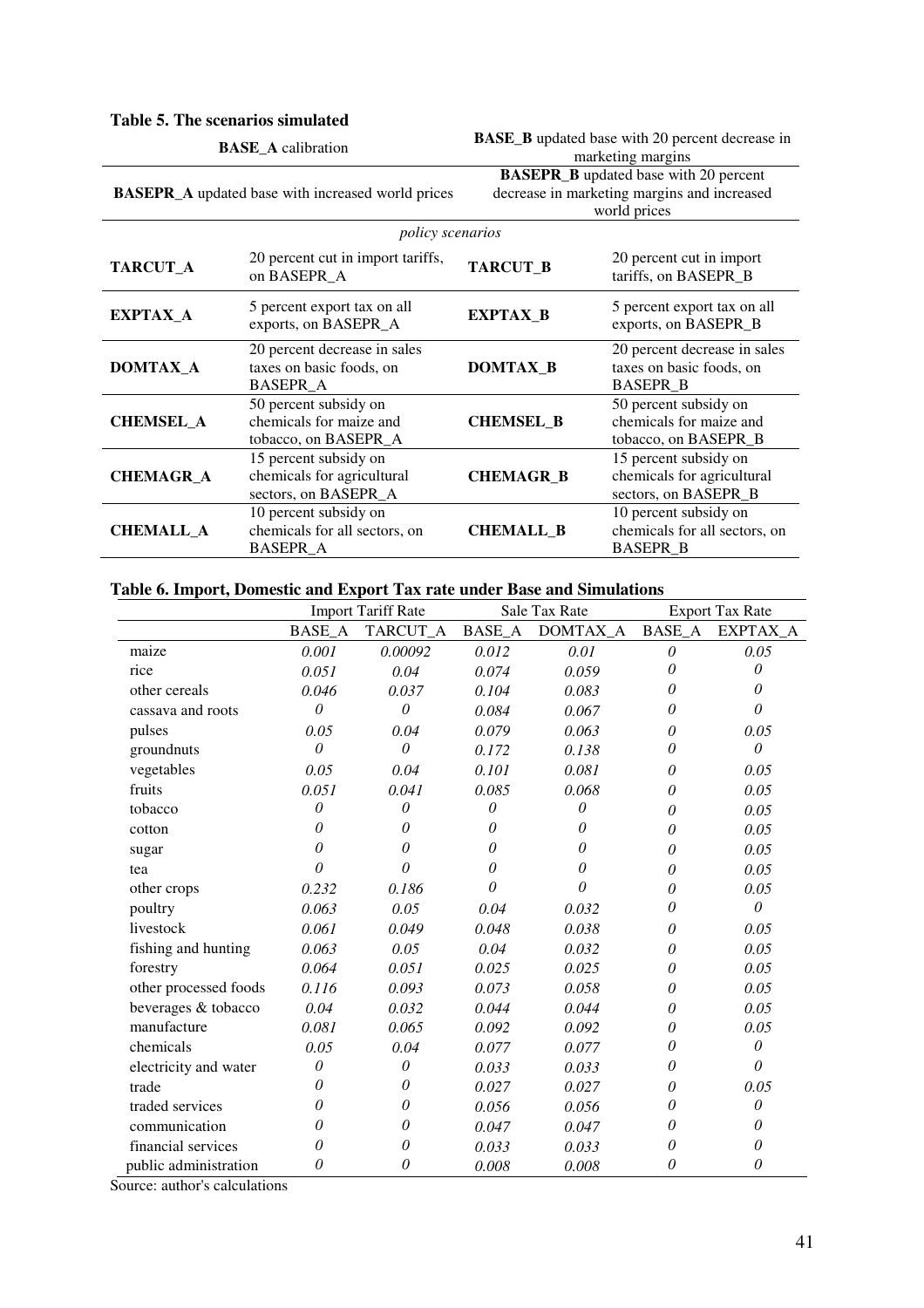**Table 5. The scenarios simulated**

| | | | |
|---|---|---|---|
| **BASE_A** calibration | | **BASE_B** updated base with 20 percent decrease in marketing margins | |
| **BASEPR_A** updated base with increased world prices | | **BASEPR_B** updated base with 20 percent decrease in marketing margins and increased world prices | |
| *policy scenarios* | | | |
| **TARCUT_A** | 20 percent cut in import tariffs, on BASEPR_A | **TARCUT_B** | 20 percent cut in import tariffs, on BASEPR_B |
| **EXPTAX_A** | 5 percent export tax on all exports, on BASEPR_A | **EXPTAX_B** | 5 percent export tax on all exports, on BASEPR_B |
| **DOMTAX_A** | 20 percent decrease in sales taxes on basic foods, on BASEPR_A | **DOMTAX_B** | 20 percent decrease in sales taxes on basic foods, on BASEPR_B |
| **CHEMSEL_A** | 50 percent subsidy on chemicals for maize and tobacco, on BASEPR_A | **CHEMSEL_B** | 50 percent subsidy on chemicals for maize and tobacco, on BASEPR_B |
| **CHEMAGR_A** | 15 percent subsidy on chemicals for agricultural sectors, on BASEPR_A | **CHEMAGR_B** | 15 percent subsidy on chemicals for agricultural sectors, on BASEPR_B |
| **CHEMALL_A** | 10 percent subsidy on chemicals for all sectors, on BASEPR_A | **CHEMALL_B** | 10 percent subsidy on chemicals for all sectors, on BASEPR_B |

**Table 6. Import, Domestic and Export Tax rate under Base and Simulations**

| | Import Tariff Rate | | Sale Tax Rate | | Export Tax Rate | |
|---|---|---|---|---|---|---|
| | BASE_A | TARCUT_A | BASE_A | DOMTAX_A | BASE_A | EXPTAX_A |
| maize | *0.001* | *0.00092* | *0.012* | *0.01* | *0* | *0.05* |
| rice | *0.051* | *0.04* | *0.074* | *0.059* | *0* | *0* |
| other cereals | *0.046* | *0.037* | *0.104* | *0.083* | *0* | *0* |
| cassava and roots | *0* | *0* | *0.084* | *0.067* | *0* | *0* |
| pulses | *0.05* | *0.04* | *0.079* | *0.063* | *0* | *0.05* |
| groundnuts | *0* | *0* | *0.172* | *0.138* | *0* | *0* |
| vegetables | *0.05* | *0.04* | *0.101* | *0.081* | *0* | *0.05* |
| fruits | *0.051* | *0.041* | *0.085* | *0.068* | *0* | *0.05* |
| tobacco | *0* | *0* | *0* | *0* | *0* | *0.05* |
| cotton | *0* | *0* | *0* | *0* | *0* | *0.05* |
| sugar | *0* | *0* | *0* | *0* | *0* | *0.05* |
| tea | *0* | *0* | *0* | *0* | *0* | *0.05* |
| other crops | *0.232* | *0.186* | *0* | *0* | *0* | *0.05* |
| poultry | *0.063* | *0.05* | *0.04* | *0.032* | *0* | *0* |
| livestock | *0.061* | *0.049* | *0.048* | *0.038* | *0* | *0.05* |
| fishing and hunting | *0.063* | *0.05* | *0.04* | *0.032* | *0* | *0.05* |
| forestry | *0.064* | *0.051* | *0.025* | *0.025* | *0* | *0.05* |
| other processed foods | *0.116* | *0.093* | *0.073* | *0.058* | *0* | *0.05* |
| beverages & tobacco | *0.04* | *0.032* | *0.044* | *0.044* | *0* | *0.05* |
| manufacture | *0.081* | *0.065* | *0.092* | *0.092* | *0* | *0.05* |
| chemicals | *0.05* | *0.04* | *0.077* | *0.077* | *0* | *0* |
| electricity and water | *0* | *0* | *0.033* | *0.033* | *0* | *0* |
| trade | *0* | *0* | *0.027* | *0.027* | *0* | *0.05* |
| traded services | *0* | *0* | *0.056* | *0.056* | *0* | *0* |
| communication | *0* | *0* | *0.047* | *0.047* | *0* | *0* |
| financial services | *0* | *0* | *0.033* | *0.033* | *0* | *0* |
| public administration | *0* | *0* | *0.008* | *0.008* | *0* | *0* |

Source: author's calculations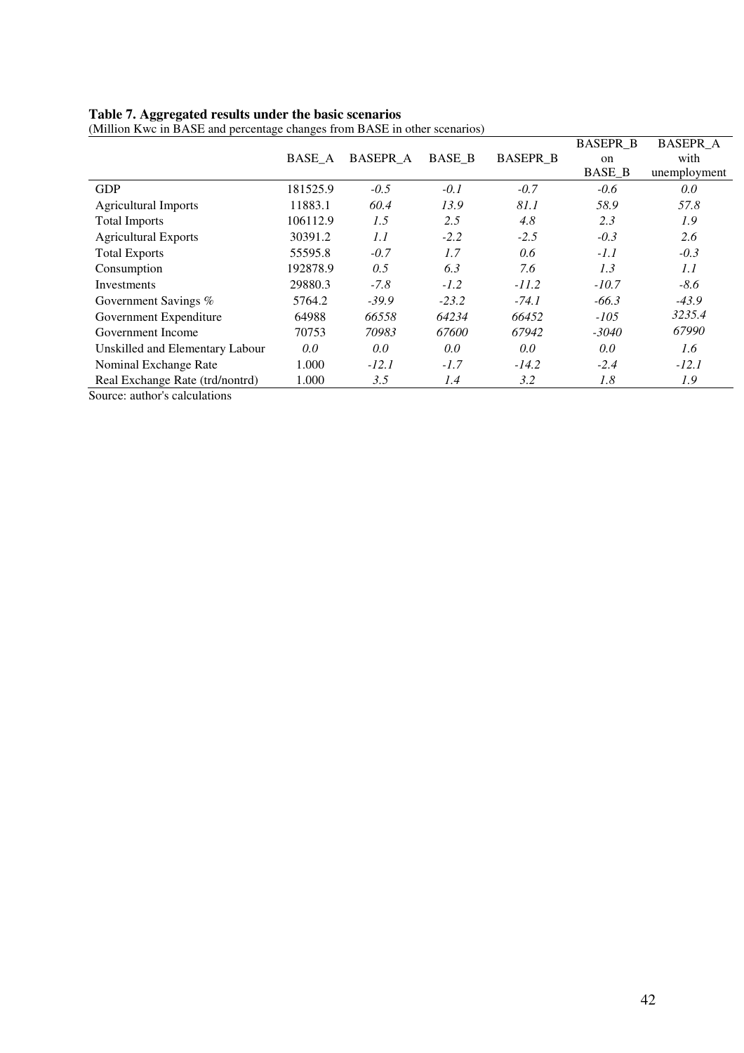**Table 7. Aggregated results under the basic scenarios**

(Million Kwc in BASE and percentage changes from BASE in other scenarios)

| | BASE_A | BASEPR_A | BASE_B | BASEPR_B | BASEPR_B on BASE_B | BASEPR_A with unemployment |
|---|---|---|---|---|---|---|
| GDP | 181525.9 | *-0.5* | *-0.1* | *-0.7* | *-0.6* | *0.0* |
| Agricultural Imports | 11883.1 | *60.4* | *13.9* | *81.1* | *58.9* | *57.8* |
| Total Imports | 106112.9 | *1.5* | *2.5* | *4.8* | *2.3* | *1.9* |
| Agricultural Exports | 30391.2 | *1.1* | *-2.2* | *-2.5* | *-0.3* | *2.6* |
| Total Exports | 55595.8 | *-0.7* | *1.7* | *0.6* | *-1.1* | *-0.3* |
| Consumption | 192878.9 | *0.5* | *6.3* | *7.6* | *1.3* | *1.1* |
| Investments | 29880.3 | *-7.8* | *-1.2* | *-11.2* | *-10.7* | *-8.6* |
| Government Savings % | 5764.2 | *-39.9* | *-23.2* | *-74.1* | *-66.3* | *-43.9* |
| Government Expenditure | 64988 | *66558* | *64234* | *66452* | *-105* | *3235.4* |
| Government Income | 70753 | *70983* | *67600* | *67942* | *-3040* | *67990* |
| Unskilled and Elementary Labour | *0.0* | *0.0* | *0.0* | *0.0* | *0.0* | *1.6* |
| Nominal Exchange Rate | 1.000 | *-12.1* | *-1.7* | *-14.2* | *-2.4* | *-12.1* |
| Real Exchange Rate (trd/nontrd) | 1.000 | *3.5* | *1.4* | *3.2* | *1.8* | *1.9* |

Source: author's calculations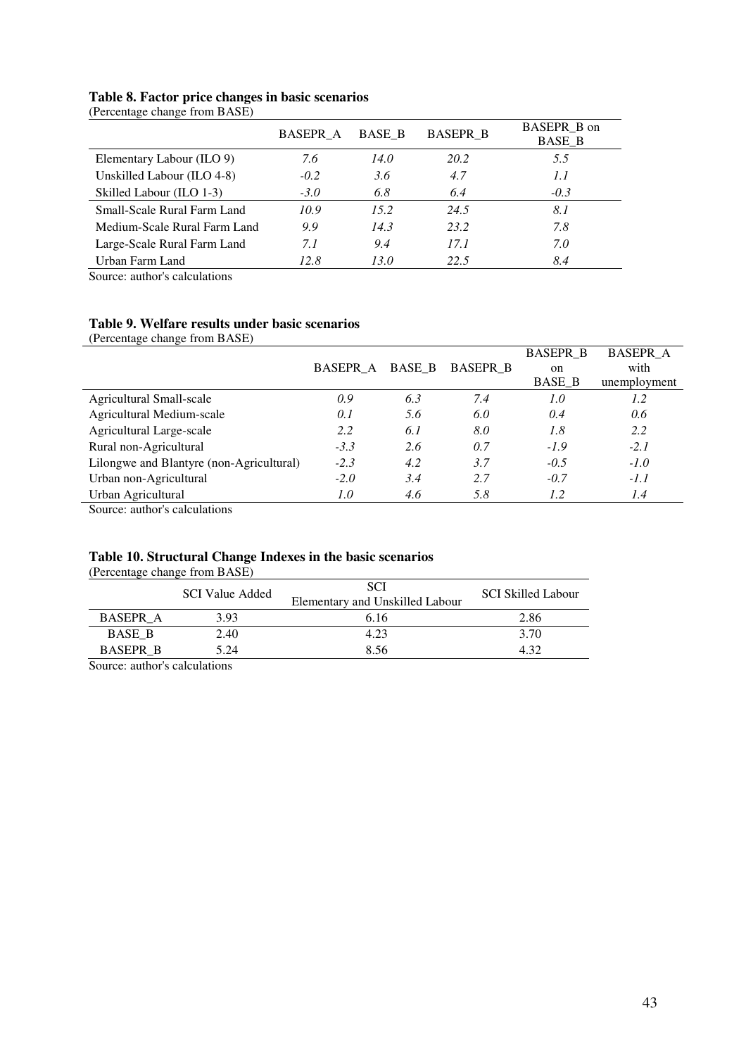**Table 8. Factor price changes in basic scenarios**

(Percentage change from BASE)

| | BASEPR_A | BASE_B | BASEPR_B | BASEPR_B on BASE_B |
|---|---|---|---|---|
| Elementary Labour (ILO 9) | *7.6* | *14.0* | *20.2* | *5.5* |
| Unskilled Labour (ILO 4-8) | *-0.2* | *3.6* | *4.7* | *1.1* |
| Skilled Labour (ILO 1-3) | *-3.0* | *6.8* | *6.4* | *-0.3* |
| Small-Scale Rural Farm Land | *10.9* | *15.2* | *24.5* | *8.1* |
| Medium-Scale Rural Farm Land | *9.9* | *14.3* | *23.2* | *7.8* |
| Large-Scale Rural Farm Land | *7.1* | *9.4* | *17.1* | *7.0* |
| Urban Farm Land | *12.8* | *13.0* | *22.5* | *8.4* |

Source: author's calculations

**Table 9. Welfare results under basic scenarios**

(Percentage change from BASE)

| | BASEPR_A | BASE_B | BASEPR_B | BASEPR_B on BASE_B | BASEPR_A with unemployment |
|---|---|---|---|---|---|
| Agricultural Small-scale | *0.9* | *6.3* | *7.4* | *1.0* | *1.2* |
| Agricultural Medium-scale | *0.1* | *5.6* | *6.0* | *0.4* | *0.6* |
| Agricultural Large-scale | *2.2* | *6.1* | *8.0* | *1.8* | *2.2* |
| Rural non-Agricultural | *-3.3* | *2.6* | *0.7* | *-1.9* | *-2.1* |
| Lilongwe and Blantyre (non-Agricultural) | *-2.3* | *4.2* | *3.7* | *-0.5* | *-1.0* |
| Urban non-Agricultural | *-2.0* | *3.4* | *2.7* | *-0.7* | *-1.1* |
| Urban Agricultural | *1.0* | *4.6* | *5.8* | *1.2* | *1.4* |

Source: author's calculations

**Table 10. Structural Change Indexes in the basic scenarios**

(Percentage change from BASE)

| | SCI Value Added | SCI Elementary and Unskilled Labour | SCI Skilled Labour |
|---|---|---|---|
| BASEPR_A | 3.93 | 6.16 | 2.86 |
| BASE_B | 2.40 | 4.23 | 3.70 |
| BASEPR_B | 5.24 | 8.56 | 4.32 |

Source: author's calculations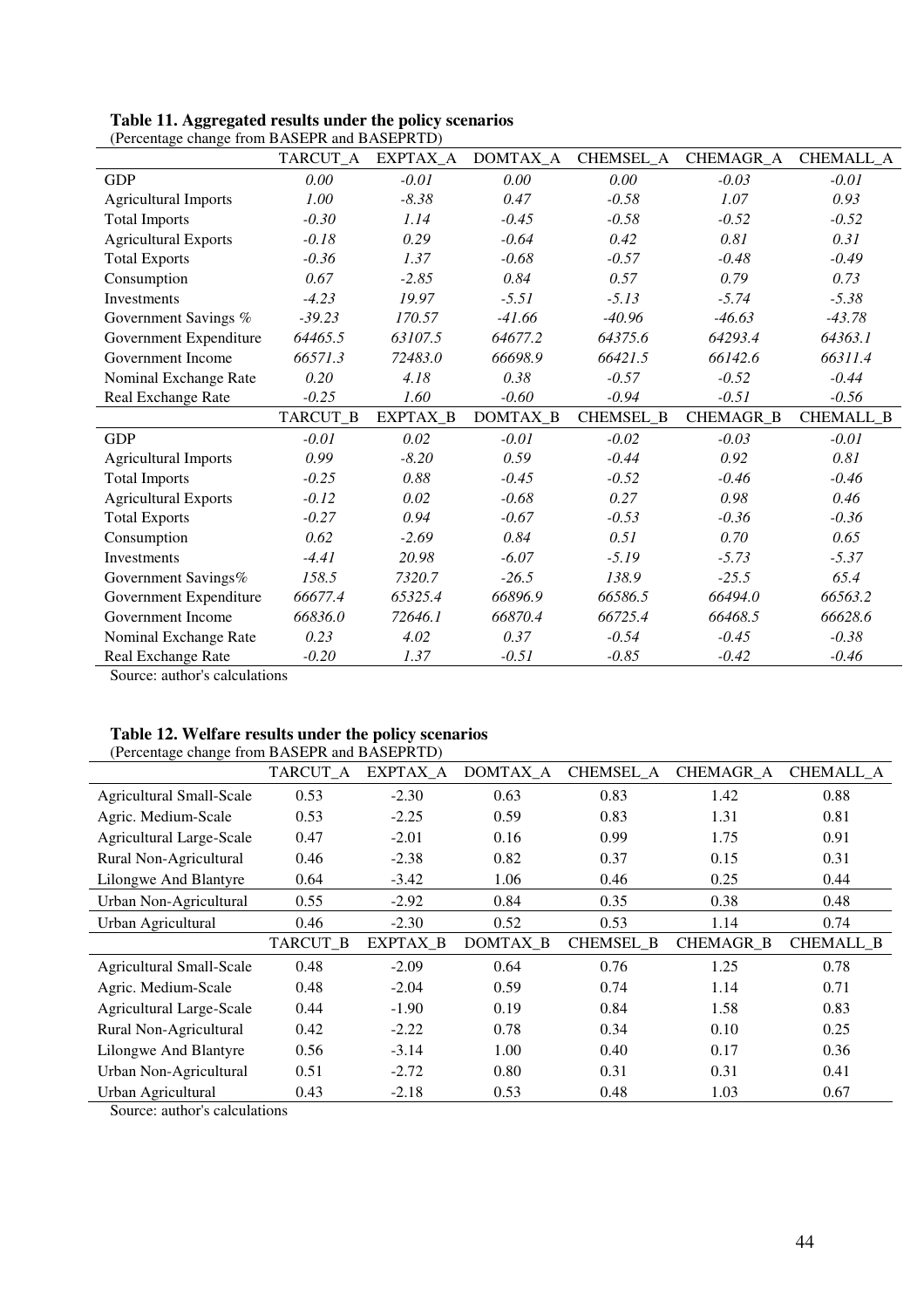**Table 11. Aggregated results under the policy scenarios**

(Percentage change from BASEPR and BASEPRTD)

| | TARCUT_A | EXPTAX_A | DOMTAX_A | CHEMSEL_A | CHEMAGR_A | CHEMALL_A |
|---|---|---|---|---|---|---|
| GDP | *0.00* | *-0.01* | *0.00* | *0.00* | *-0.03* | *-0.01* |
| Agricultural Imports | *1.00* | *-8.38* | *0.47* | *-0.58* | *1.07* | *0.93* |
| Total Imports | *-0.30* | *1.14* | *-0.45* | *-0.58* | *-0.52* | *-0.52* |
| Agricultural Exports | *-0.18* | *0.29* | *-0.64* | *0.42* | *0.81* | *0.31* |
| Total Exports | *-0.36* | *1.37* | *-0.68* | *-0.57* | *-0.48* | *-0.49* |
| Consumption | *0.67* | *-2.85* | *0.84* | *0.57* | *0.79* | *0.73* |
| Investments | *-4.23* | *19.97* | *-5.51* | *-5.13* | *-5.74* | *-5.38* |
| Government Savings % | *-39.23* | *170.57* | *-41.66* | *-40.96* | *-46.63* | *-43.78* |
| Government Expenditure | *64465.5* | *63107.5* | *64677.2* | *64375.6* | *64293.4* | *64363.1* |
| Government Income | *66571.3* | *72483.0* | *66698.9* | *66421.5* | *66142.6* | *66311.4* |
| Nominal Exchange Rate | *0.20* | *4.18* | *0.38* | *-0.57* | *-0.52* | *-0.44* |
| Real Exchange Rate | *-0.25* | *1.60* | *-0.60* | *-0.94* | *-0.51* | *-0.56* |
| | TARCUT_B | EXPTAX_B | DOMTAX_B | CHEMSEL_B | CHEMAGR_B | CHEMALL_B |
| GDP | *-0.01* | *0.02* | *-0.01* | *-0.02* | *-0.03* | *-0.01* |
| Agricultural Imports | *0.99* | *-8.20* | *0.59* | *-0.44* | *0.92* | *0.81* |
| Total Imports | *-0.25* | *0.88* | *-0.45* | *-0.52* | *-0.46* | *-0.46* |
| Agricultural Exports | *-0.12* | *0.02* | *-0.68* | *0.27* | *0.98* | *0.46* |
| Total Exports | *-0.27* | *0.94* | *-0.67* | *-0.53* | *-0.36* | *-0.36* |
| Consumption | *0.62* | *-2.69* | *0.84* | *0.51* | *0.70* | *0.65* |
| Investments | *-4.41* | *20.98* | *-6.07* | *-5.19* | *-5.73* | *-5.37* |
| Government Savings% | *158.5* | *7320.7* | *-26.5* | *138.9* | *-25.5* | *65.4* |
| Government Expenditure | *66677.4* | *65325.4* | *66896.9* | *66586.5* | *66494.0* | *66563.2* |
| Government Income | *66836.0* | *72646.1* | *66870.4* | *66725.4* | *66468.5* | *66628.6* |
| Nominal Exchange Rate | *0.23* | *4.02* | *0.37* | *-0.54* | *-0.45* | *-0.38* |
| Real Exchange Rate | *-0.20* | *1.37* | *-0.51* | *-0.85* | *-0.42* | *-0.46* |

Source: author's calculations

**Table 12. Welfare results under the policy scenarios**

(Percentage change from BASEPR and BASEPRTD)

| | TARCUT_A | EXPTAX_A | DOMTAX_A | CHEMSEL_A | CHEMAGR_A | CHEMALL_A |
|---|---|---|---|---|---|---|
| Agricultural Small-Scale | 0.53 | -2.30 | 0.63 | 0.83 | 1.42 | 0.88 |
| Agric. Medium-Scale | 0.53 | -2.25 | 0.59 | 0.83 | 1.31 | 0.81 |
| Agricultural Large-Scale | 0.47 | -2.01 | 0.16 | 0.99 | 1.75 | 0.91 |
| Rural Non-Agricultural | 0.46 | -2.38 | 0.82 | 0.37 | 0.15 | 0.31 |
| Lilongwe And Blantyre | 0.64 | -3.42 | 1.06 | 0.46 | 0.25 | 0.44 |
| Urban Non-Agricultural | 0.55 | -2.92 | 0.84 | 0.35 | 0.38 | 0.48 |
| Urban Agricultural | 0.46 | -2.30 | 0.52 | 0.53 | 1.14 | 0.74 |
| | TARCUT_B | EXPTAX_B | DOMTAX_B | CHEMSEL_B | CHEMAGR_B | CHEMALL_B |
| Agricultural Small-Scale | 0.48 | -2.09 | 0.64 | 0.76 | 1.25 | 0.78 |
| Agric. Medium-Scale | 0.48 | -2.04 | 0.59 | 0.74 | 1.14 | 0.71 |
| Agricultural Large-Scale | 0.44 | -1.90 | 0.19 | 0.84 | 1.58 | 0.83 |
| Rural Non-Agricultural | 0.42 | -2.22 | 0.78 | 0.34 | 0.10 | 0.25 |
| Lilongwe And Blantyre | 0.56 | -3.14 | 1.00 | 0.40 | 0.17 | 0.36 |
| Urban Non-Agricultural | 0.51 | -2.72 | 0.80 | 0.31 | 0.31 | 0.41 |
| Urban Agricultural | 0.43 | -2.18 | 0.53 | 0.48 | 1.03 | 0.67 |

Source: author's calculations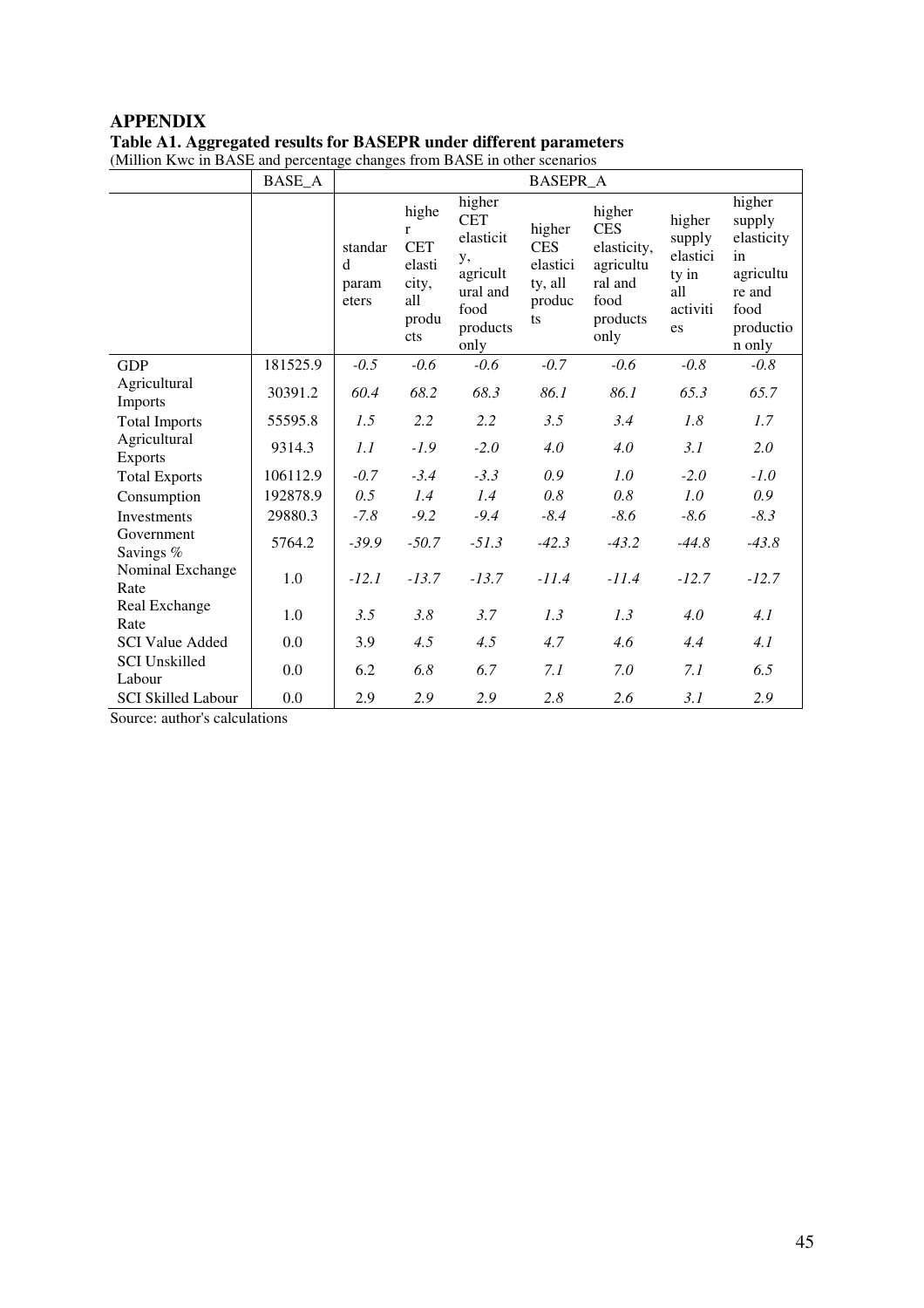## APPENDIX

**Table A1. Aggregated results for BASEPR under different parameters**

(Million Kwc in BASE and percentage changes from BASE in other scenarios

| | BASE_A | BASEPR_A | | | | | | |
|---|---|---|---|---|---|---|---|---|
| | | standard parameters | higher CET elasticity, all products | higher CET elasticity, agricultural and food products only | higher CES elasticity, all products | higher CES elasticity, agricultural and food products only | higher supply elasticity in all activities | higher supply elasticity in agriculture and food production only |
| GDP | 181525.9 | *-0.5* | *-0.6* | *-0.6* | *-0.7* | *-0.6* | *-0.8* | *-0.8* |
| Agricultural Imports | 30391.2 | *60.4* | *68.2* | *68.3* | *86.1* | *86.1* | *65.3* | *65.7* |
| Total Imports | 55595.8 | *1.5* | *2.2* | *2.2* | *3.5* | *3.4* | *1.8* | *1.7* |
| Agricultural Exports | 9314.3 | *1.1* | *-1.9* | *-2.0* | *4.0* | *4.0* | *3.1* | *2.0* |
| Total Exports | 106112.9 | *-0.7* | *-3.4* | *-3.3* | *0.9* | *1.0* | *-2.0* | *-1.0* |
| Consumption | 192878.9 | *0.5* | *1.4* | *1.4* | *0.8* | *0.8* | *1.0* | *0.9* |
| Investments | 29880.3 | *-7.8* | *-9.2* | *-9.4* | *-8.4* | *-8.6* | *-8.6* | *-8.3* |
| Government Savings % | 5764.2 | *-39.9* | *-50.7* | *-51.3* | *-42.3* | *-43.2* | *-44.8* | *-43.8* |
| Nominal Exchange Rate | 1.0 | *-12.1* | *-13.7* | *-13.7* | *-11.4* | *-11.4* | *-12.7* | *-12.7* |
| Real Exchange Rate | 1.0 | *3.5* | *3.8* | *3.7* | *1.3* | *1.3* | *4.0* | *4.1* |
| SCI Value Added | 0.0 | 3.9 | *4.5* | *4.5* | *4.7* | *4.6* | *4.4* | *4.1* |
| SCI Unskilled Labour | 0.0 | 6.2 | *6.8* | *6.7* | *7.1* | *7.0* | *7.1* | *6.5* |
| SCI Skilled Labour | 0.0 | 2.9 | *2.9* | *2.9* | *2.8* | *2.6* | *3.1* | *2.9* |

Source: author's calculations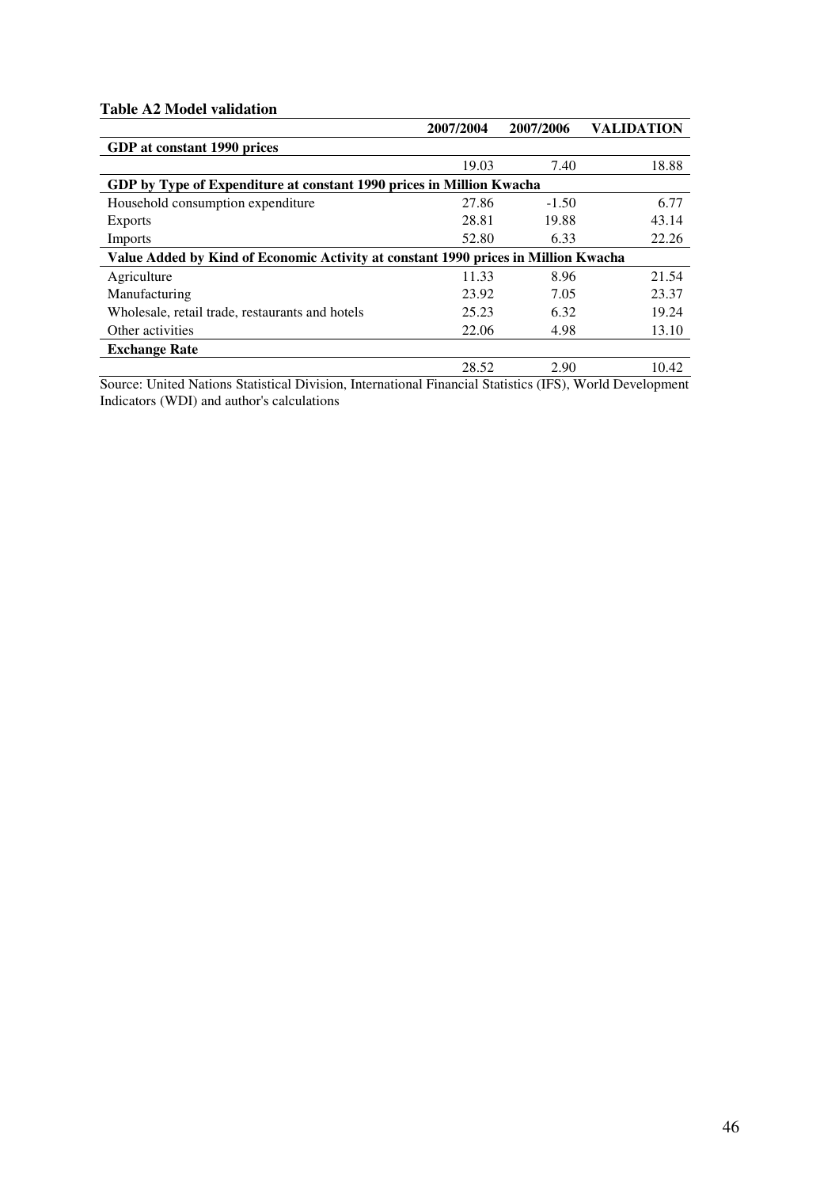**Table A2 Model validation**

| | 2007/2004 | 2007/2006 | VALIDATION |
|---|---|---|---|
| **GDP at constant 1990 prices** | | | |
| | 19.03 | 7.40 | 18.88 |
| **GDP by Type of Expenditure at constant 1990 prices in Million Kwacha** | | | |
| Household consumption expenditure | 27.86 | -1.50 | 6.77 |
| Exports | 28.81 | 19.88 | 43.14 |
| Imports | 52.80 | 6.33 | 22.26 |
| **Value Added by Kind of Economic Activity at constant 1990 prices in Million Kwacha** | | | |
| Agriculture | 11.33 | 8.96 | 21.54 |
| Manufacturing | 23.92 | 7.05 | 23.37 |
| Wholesale, retail trade, restaurants and hotels | 25.23 | 6.32 | 19.24 |
| Other activities | 22.06 | 4.98 | 13.10 |
| **Exchange Rate** | | | |
| | 28.52 | 2.90 | 10.42 |

Source: United Nations Statistical Division, International Financial Statistics (IFS), World Development Indicators (WDI) and author's calculations